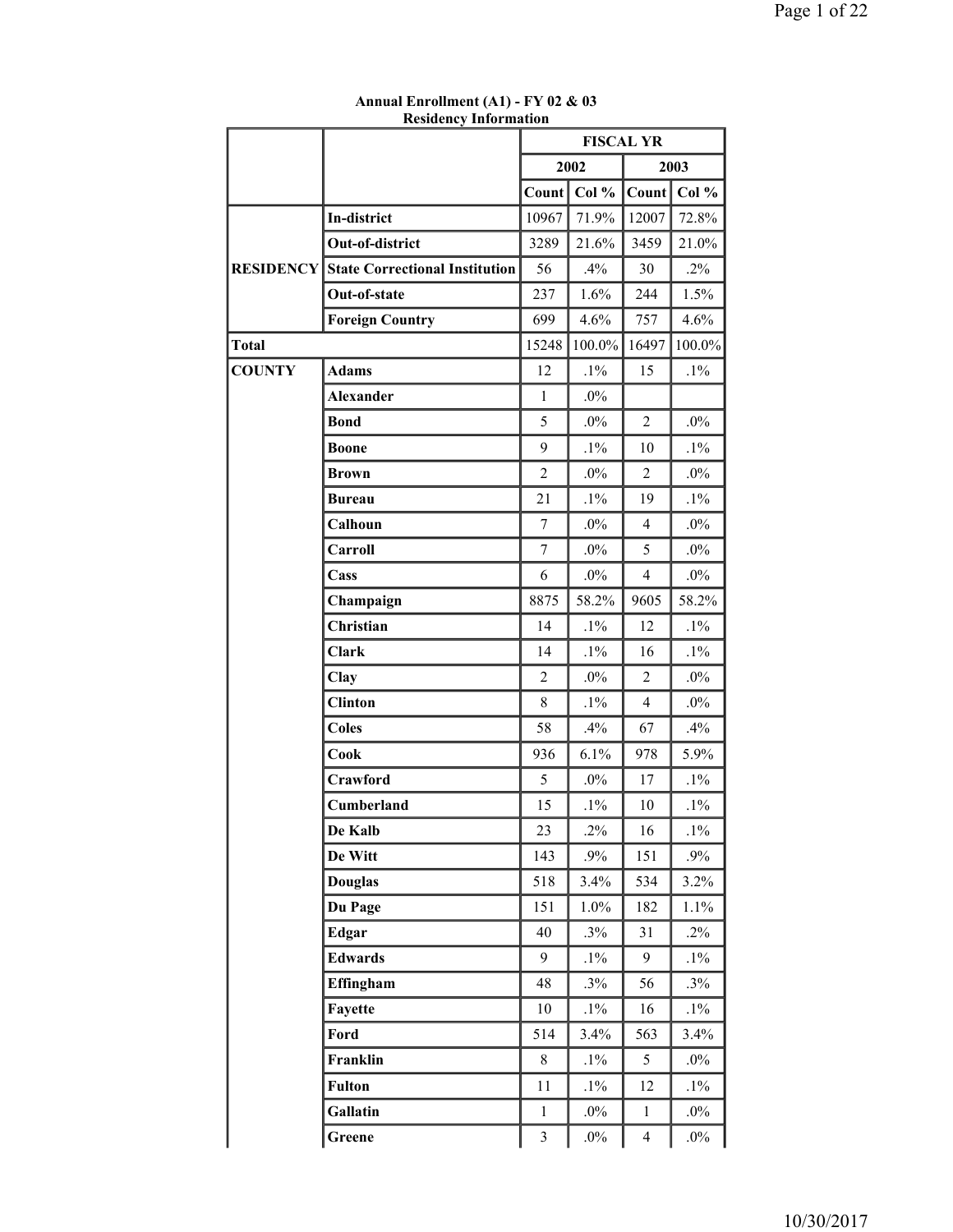**Annual Enrollment (A1) - FY 02 & 03**
**Residency Information**

| | | FISCAL YR | | | |
|---|---|---|---|---|---|
| | | 2002 | | 2003 | |
| | | Count | Col % | Count | Col % |
| RESIDENCY | In-district | 10967 | 71.9% | 12007 | 72.8% |
| | Out-of-district | 3289 | 21.6% | 3459 | 21.0% |
| | State Correctional Institution | 56 | .4% | 30 | .2% |
| | Out-of-state | 237 | 1.6% | 244 | 1.5% |
| | Foreign Country | 699 | 4.6% | 757 | 4.6% |
| Total | | 15248 | 100.0% | 16497 | 100.0% |
| COUNTY | Adams | 12 | .1% | 15 | .1% |
| | Alexander | 1 | .0% | | |
| | Bond | 5 | .0% | 2 | .0% |
| | Boone | 9 | .1% | 10 | .1% |
| | Brown | 2 | .0% | 2 | .0% |
| | Bureau | 21 | .1% | 19 | .1% |
| | Calhoun | 7 | .0% | 4 | .0% |
| | Carroll | 7 | .0% | 5 | .0% |
| | Cass | 6 | .0% | 4 | .0% |
| | Champaign | 8875 | 58.2% | 9605 | 58.2% |
| | Christian | 14 | .1% | 12 | .1% |
| | Clark | 14 | .1% | 16 | .1% |
| | Clay | 2 | .0% | 2 | .0% |
| | Clinton | 8 | .1% | 4 | .0% |
| | Coles | 58 | .4% | 67 | .4% |
| | Cook | 936 | 6.1% | 978 | 5.9% |
| | Crawford | 5 | .0% | 17 | .1% |
| | Cumberland | 15 | .1% | 10 | .1% |
| | De Kalb | 23 | .2% | 16 | .1% |
| | De Witt | 143 | .9% | 151 | .9% |
| | Douglas | 518 | 3.4% | 534 | 3.2% |
| | Du Page | 151 | 1.0% | 182 | 1.1% |
| | Edgar | 40 | .3% | 31 | .2% |
| | Edwards | 9 | .1% | 9 | .1% |
| | Effingham | 48 | .3% | 56 | .3% |
| | Fayette | 10 | .1% | 16 | .1% |
| | Ford | 514 | 3.4% | 563 | 3.4% |
| | Franklin | 8 | .1% | 5 | .0% |
| | Fulton | 11 | .1% | 12 | .1% |
| | Gallatin | 1 | .0% | 1 | .0% |
| | Greene | 3 | .0% | 4 | .0% |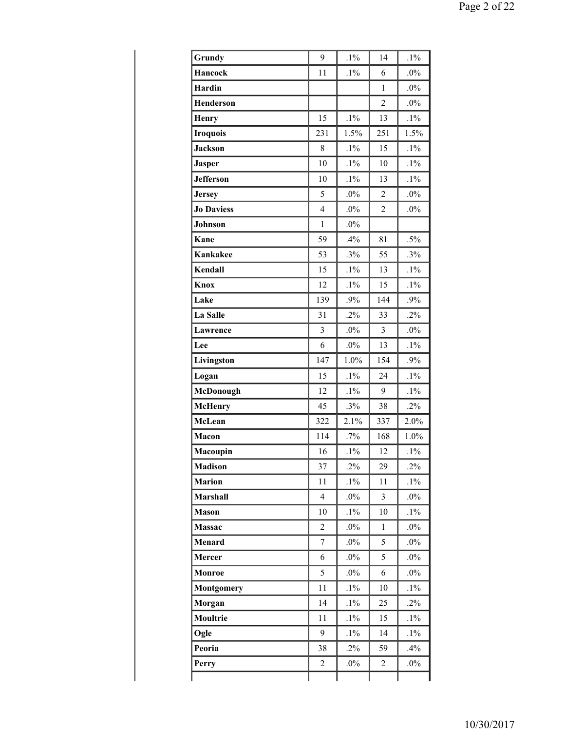| | | | | |
|---|---|---|---|---|
| **Grundy** | 9 | .1% | 14 | .1% |
| **Hancock** | 11 | .1% | 6 | .0% |
| **Hardin** | | | 1 | .0% |
| **Henderson** | | | 2 | .0% |
| **Henry** | 15 | .1% | 13 | .1% |
| **Iroquois** | 231 | 1.5% | 251 | 1.5% |
| **Jackson** | 8 | .1% | 15 | .1% |
| **Jasper** | 10 | .1% | 10 | .1% |
| **Jefferson** | 10 | .1% | 13 | .1% |
| **Jersey** | 5 | .0% | 2 | .0% |
| **Jo Daviess** | 4 | .0% | 2 | .0% |
| **Johnson** | 1 | .0% | | |
| **Kane** | 59 | .4% | 81 | .5% |
| **Kankakee** | 53 | .3% | 55 | .3% |
| **Kendall** | 15 | .1% | 13 | .1% |
| **Knox** | 12 | .1% | 15 | .1% |
| **Lake** | 139 | .9% | 144 | .9% |
| **La Salle** | 31 | .2% | 33 | .2% |
| **Lawrence** | 3 | .0% | 3 | .0% |
| **Lee** | 6 | .0% | 13 | .1% |
| **Livingston** | 147 | 1.0% | 154 | .9% |
| **Logan** | 15 | .1% | 24 | .1% |
| **McDonough** | 12 | .1% | 9 | .1% |
| **McHenry** | 45 | .3% | 38 | .2% |
| **McLean** | 322 | 2.1% | 337 | 2.0% |
| **Macon** | 114 | .7% | 168 | 1.0% |
| **Macoupin** | 16 | .1% | 12 | .1% |
| **Madison** | 37 | .2% | 29 | .2% |
| **Marion** | 11 | .1% | 11 | .1% |
| **Marshall** | 4 | .0% | 3 | .0% |
| **Mason** | 10 | .1% | 10 | .1% |
| **Massac** | 2 | .0% | 1 | .0% |
| **Menard** | 7 | .0% | 5 | .0% |
| **Mercer** | 6 | .0% | 5 | .0% |
| **Monroe** | 5 | .0% | 6 | .0% |
| **Montgomery** | 11 | .1% | 10 | .1% |
| **Morgan** | 14 | .1% | 25 | .2% |
| **Moultrie** | 11 | .1% | 15 | .1% |
| **Ogle** | 9 | .1% | 14 | .1% |
| **Peoria** | 38 | .2% | 59 | .4% |
| **Perry** | 2 | .0% | 2 | .0% |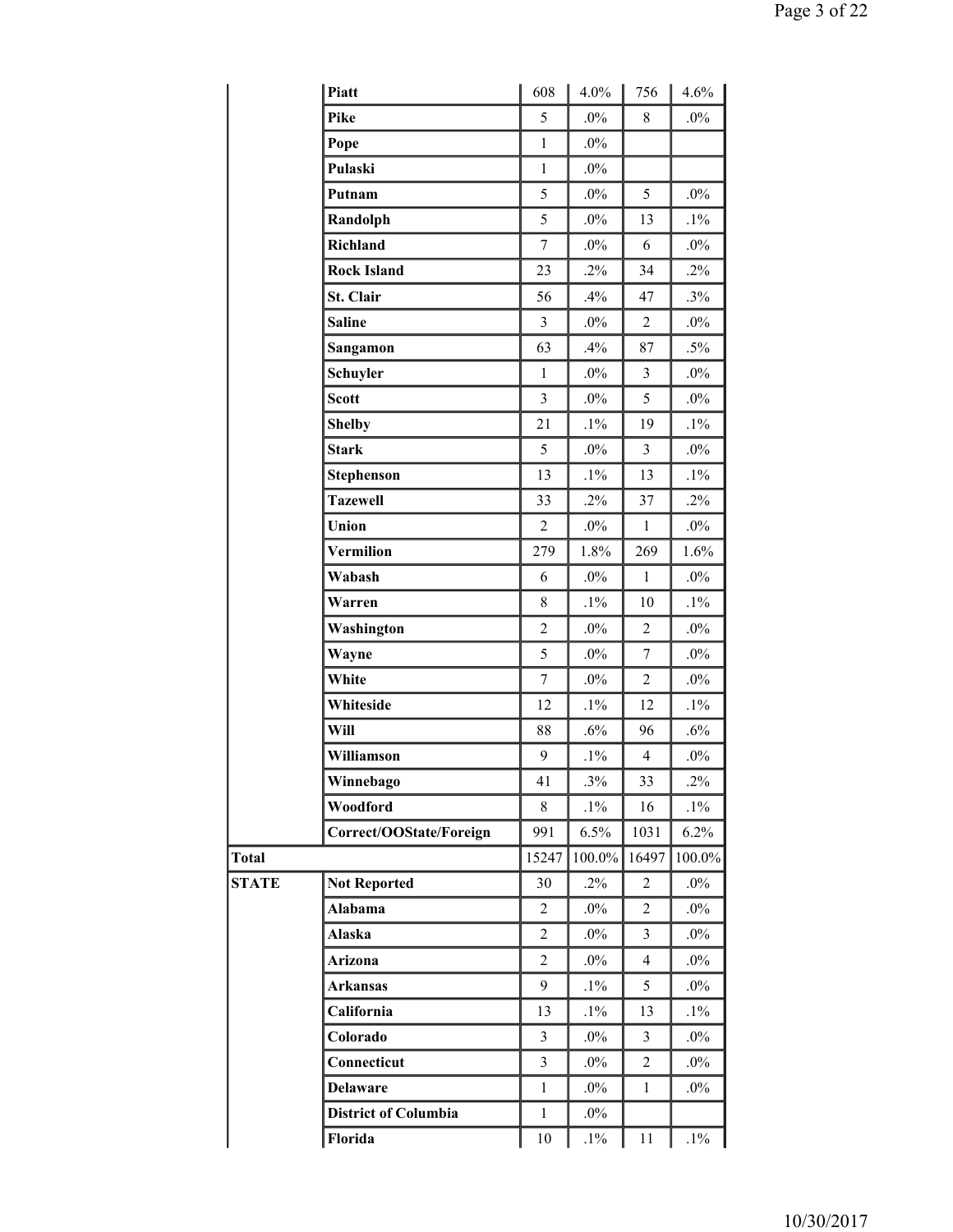| | | | | | |
|---|---|---|---|---|---|
| | Piatt | 608 | 4.0% | 756 | 4.6% |
| | Pike | 5 | .0% | 8 | .0% |
| | Pope | 1 | .0% | | |
| | Pulaski | 1 | .0% | | |
| | Putnam | 5 | .0% | 5 | .0% |
| | Randolph | 5 | .0% | 13 | .1% |
| | Richland | 7 | .0% | 6 | .0% |
| | Rock Island | 23 | .2% | 34 | .2% |
| | St. Clair | 56 | .4% | 47 | .3% |
| | Saline | 3 | .0% | 2 | .0% |
| | Sangamon | 63 | .4% | 87 | .5% |
| | Schuyler | 1 | .0% | 3 | .0% |
| | Scott | 3 | .0% | 5 | .0% |
| | Shelby | 21 | .1% | 19 | .1% |
| | Stark | 5 | .0% | 3 | .0% |
| | Stephenson | 13 | .1% | 13 | .1% |
| | Tazewell | 33 | .2% | 37 | .2% |
| | Union | 2 | .0% | 1 | .0% |
| | Vermilion | 279 | 1.8% | 269 | 1.6% |
| | Wabash | 6 | .0% | 1 | .0% |
| | Warren | 8 | .1% | 10 | .1% |
| | Washington | 2 | .0% | 2 | .0% |
| | Wayne | 5 | .0% | 7 | .0% |
| | White | 7 | .0% | 2 | .0% |
| | Whiteside | 12 | .1% | 12 | .1% |
| | Will | 88 | .6% | 96 | .6% |
| | Williamson | 9 | .1% | 4 | .0% |
| | Winnebago | 41 | .3% | 33 | .2% |
| | Woodford | 8 | .1% | 16 | .1% |
| | Correct/OOState/Foreign | 991 | 6.5% | 1031 | 6.2% |
| Total | | 15247 | 100.0% | 16497 | 100.0% |
| STATE | Not Reported | 30 | .2% | 2 | .0% |
| | Alabama | 2 | .0% | 2 | .0% |
| | Alaska | 2 | .0% | 3 | .0% |
| | Arizona | 2 | .0% | 4 | .0% |
| | Arkansas | 9 | .1% | 5 | .0% |
| | California | 13 | .1% | 13 | .1% |
| | Colorado | 3 | .0% | 3 | .0% |
| | Connecticut | 3 | .0% | 2 | .0% |
| | Delaware | 1 | .0% | 1 | .0% |
| | District of Columbia | 1 | .0% | | |
| | Florida | 10 | .1% | 11 | .1% |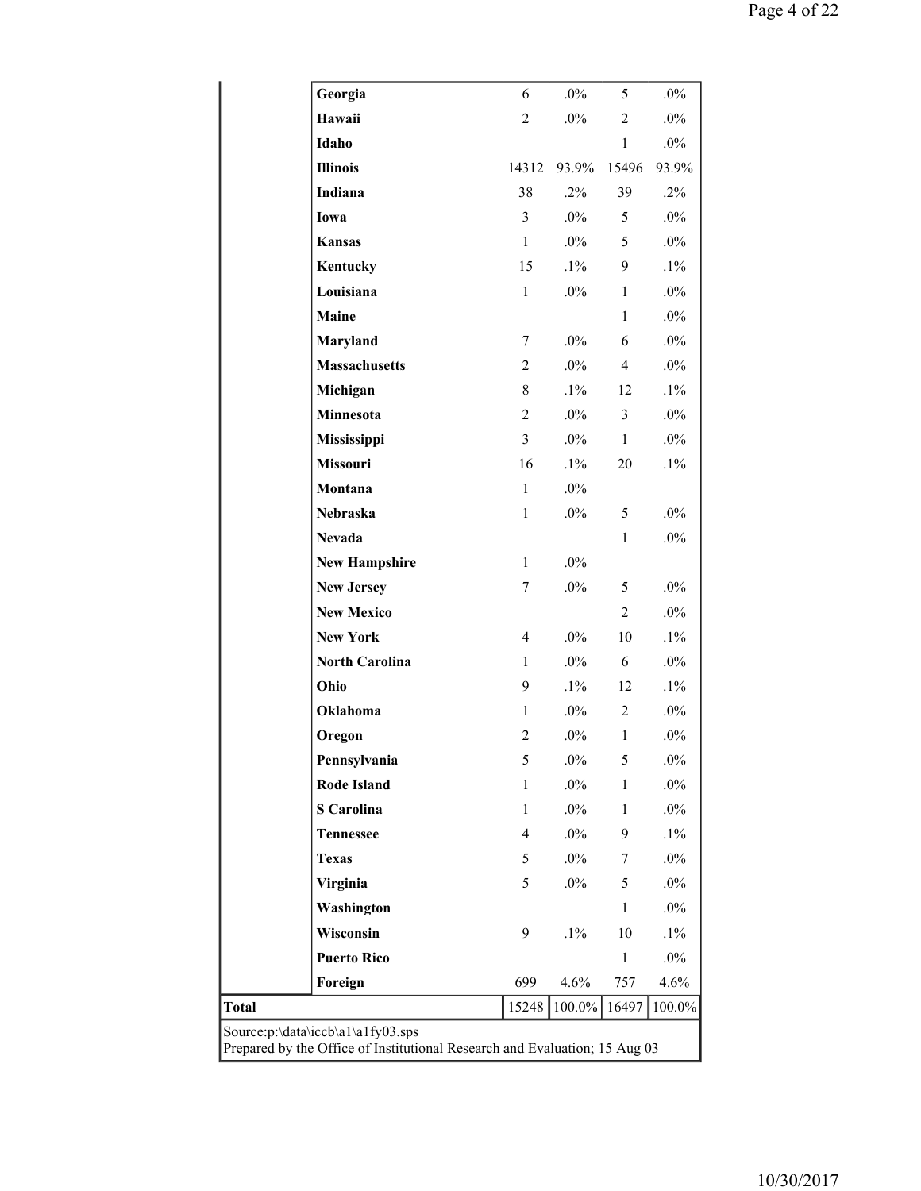| | | | | | |
|---|---|---|---|---|---|
| | **Georgia** | 6 | .0% | 5 | .0% |
| | **Hawaii** | 2 | .0% | 2 | .0% |
| | **Idaho** | | | 1 | .0% |
| | **Illinois** | 14312 | 93.9% | 15496 | 93.9% |
| | **Indiana** | 38 | .2% | 39 | .2% |
| | **Iowa** | 3 | .0% | 5 | .0% |
| | **Kansas** | 1 | .0% | 5 | .0% |
| | **Kentucky** | 15 | .1% | 9 | .1% |
| | **Louisiana** | 1 | .0% | 1 | .0% |
| | **Maine** | | | 1 | .0% |
| | **Maryland** | 7 | .0% | 6 | .0% |
| | **Massachusetts** | 2 | .0% | 4 | .0% |
| | **Michigan** | 8 | .1% | 12 | .1% |
| | **Minnesota** | 2 | .0% | 3 | .0% |
| | **Mississippi** | 3 | .0% | 1 | .0% |
| | **Missouri** | 16 | .1% | 20 | .1% |
| | **Montana** | 1 | .0% | | |
| | **Nebraska** | 1 | .0% | 5 | .0% |
| | **Nevada** | | | 1 | .0% |
| | **New Hampshire** | 1 | .0% | | |
| | **New Jersey** | 7 | .0% | 5 | .0% |
| | **New Mexico** | | | 2 | .0% |
| | **New York** | 4 | .0% | 10 | .1% |
| | **North Carolina** | 1 | .0% | 6 | .0% |
| | **Ohio** | 9 | .1% | 12 | .1% |
| | **Oklahoma** | 1 | .0% | 2 | .0% |
| | **Oregon** | 2 | .0% | 1 | .0% |
| | **Pennsylvania** | 5 | .0% | 5 | .0% |
| | **Rode Island** | 1 | .0% | 1 | .0% |
| | **S Carolina** | 1 | .0% | 1 | .0% |
| | **Tennessee** | 4 | .0% | 9 | .1% |
| | **Texas** | 5 | .0% | 7 | .0% |
| | **Virginia** | 5 | .0% | 5 | .0% |
| | **Washington** | | | 1 | .0% |
| | **Wisconsin** | 9 | .1% | 10 | .1% |
| | **Puerto Rico** | | | 1 | .0% |
| | **Foreign** | 699 | 4.6% | 757 | 4.6% |
| **Total** | | 15248 | 100.0% | 16497 | 100.0% |

Source:p:\data\iccb\a1\a1fy03.sps
Prepared by the Office of Institutional Research and Evaluation; 15 Aug 03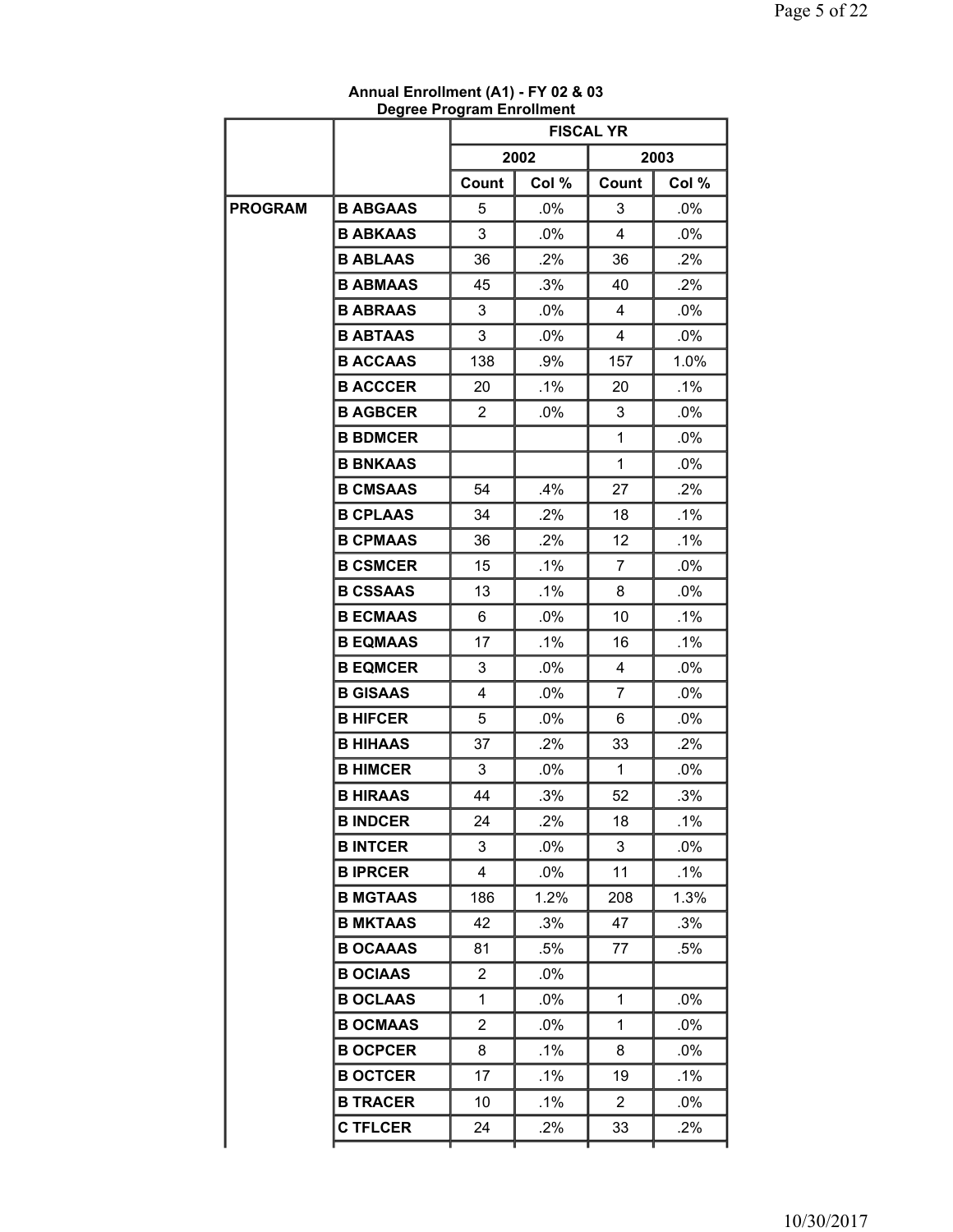**Annual Enrollment (A1) - FY 02 & 03**
**Degree Program Enrollment**

| | | FISCAL YR | | | |
|---|---|---|---|---|---|
| | | 2002 | | 2003 | |
| | | Count | Col % | Count | Col % |
| **PROGRAM** | **B ABGAAS** | 5 | .0% | 3 | .0% |
| | **B ABKAAS** | 3 | .0% | 4 | .0% |
| | **B ABLAAS** | 36 | .2% | 36 | .2% |
| | **B ABMAAS** | 45 | .3% | 40 | .2% |
| | **B ABRAAS** | 3 | .0% | 4 | .0% |
| | **B ABTAAS** | 3 | .0% | 4 | .0% |
| | **B ACCAAS** | 138 | .9% | 157 | 1.0% |
| | **B ACCCER** | 20 | .1% | 20 | .1% |
| | **B AGBCER** | 2 | .0% | 3 | .0% |
| | **B BDMCER** | | | 1 | .0% |
| | **B BNKAAS** | | | 1 | .0% |
| | **B CMSAAS** | 54 | .4% | 27 | .2% |
| | **B CPLAAS** | 34 | .2% | 18 | .1% |
| | **B CPMAAS** | 36 | .2% | 12 | .1% |
| | **B CSMCER** | 15 | .1% | 7 | .0% |
| | **B CSSAAS** | 13 | .1% | 8 | .0% |
| | **B ECMAAS** | 6 | .0% | 10 | .1% |
| | **B EQMAAS** | 17 | .1% | 16 | .1% |
| | **B EQMCER** | 3 | .0% | 4 | .0% |
| | **B GISAAS** | 4 | .0% | 7 | .0% |
| | **B HIFCER** | 5 | .0% | 6 | .0% |
| | **B HIHAAS** | 37 | .2% | 33 | .2% |
| | **B HIMCER** | 3 | .0% | 1 | .0% |
| | **B HIRAAS** | 44 | .3% | 52 | .3% |
| | **B INDCER** | 24 | .2% | 18 | .1% |
| | **B INTCER** | 3 | .0% | 3 | .0% |
| | **B IPRCER** | 4 | .0% | 11 | .1% |
| | **B MGTAAS** | 186 | 1.2% | 208 | 1.3% |
| | **B MKTAAS** | 42 | .3% | 47 | .3% |
| | **B OCAAAS** | 81 | .5% | 77 | .5% |
| | **B OCIAAS** | 2 | .0% | | |
| | **B OCLAAS** | 1 | .0% | 1 | .0% |
| | **B OCMAAS** | 2 | .0% | 1 | .0% |
| | **B OCPCER** | 8 | .1% | 8 | .0% |
| | **B OCTCER** | 17 | .1% | 19 | .1% |
| | **B TRACER** | 10 | .1% | 2 | .0% |
| | **C TFLCER** | 24 | .2% | 33 | .2% |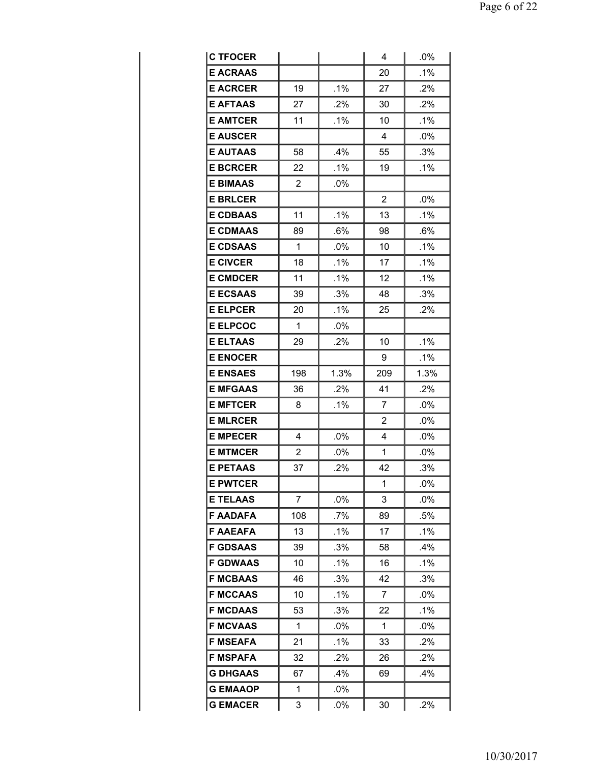| | | | | |
|---|---|---|---|---|
| **C TFOCER** | | | 4 | .0% |
| **E ACRAAS** | | | 20 | .1% |
| **E ACRCER** | 19 | .1% | 27 | .2% |
| **E AFTAAS** | 27 | .2% | 30 | .2% |
| **E AMTCER** | 11 | .1% | 10 | .1% |
| **E AUSCER** | | | 4 | .0% |
| **E AUTAAS** | 58 | .4% | 55 | .3% |
| **E BCRCER** | 22 | .1% | 19 | .1% |
| **E BIMAAS** | 2 | .0% | | |
| **E BRLCER** | | | 2 | .0% |
| **E CDBAAS** | 11 | .1% | 13 | .1% |
| **E CDMAAS** | 89 | .6% | 98 | .6% |
| **E CDSAAS** | 1 | .0% | 10 | .1% |
| **E CIVCER** | 18 | .1% | 17 | .1% |
| **E CMDCER** | 11 | .1% | 12 | .1% |
| **E ECSAAS** | 39 | .3% | 48 | .3% |
| **E ELPCER** | 20 | .1% | 25 | .2% |
| **E ELPCOC** | 1 | .0% | | |
| **E ELTAAS** | 29 | .2% | 10 | .1% |
| **E ENOCER** | | | 9 | .1% |
| **E ENSAES** | 198 | 1.3% | 209 | 1.3% |
| **E MFGAAS** | 36 | .2% | 41 | .2% |
| **E MFTCER** | 8 | .1% | 7 | .0% |
| **E MLRCER** | | | 2 | .0% |
| **E MPECER** | 4 | .0% | 4 | .0% |
| **E MTMCER** | 2 | .0% | 1 | .0% |
| **E PETAAS** | 37 | .2% | 42 | .3% |
| **E PWTCER** | | | 1 | .0% |
| **E TELAAS** | 7 | .0% | 3 | .0% |
| **F AADAFA** | 108 | .7% | 89 | .5% |
| **F AAEAFA** | 13 | .1% | 17 | .1% |
| **F GDSAAS** | 39 | .3% | 58 | .4% |
| **F GDWAAS** | 10 | .1% | 16 | .1% |
| **F MCBAAS** | 46 | .3% | 42 | .3% |
| **F MCCAAS** | 10 | .1% | 7 | .0% |
| **F MCDAAS** | 53 | .3% | 22 | .1% |
| **F MCVAAS** | 1 | .0% | 1 | .0% |
| **F MSEAFA** | 21 | .1% | 33 | .2% |
| **F MSPAFA** | 32 | .2% | 26 | .2% |
| **G DHGAAS** | 67 | .4% | 69 | .4% |
| **G EMAAOP** | 1 | .0% | | |
| **G EMACER** | 3 | .0% | 30 | .2% |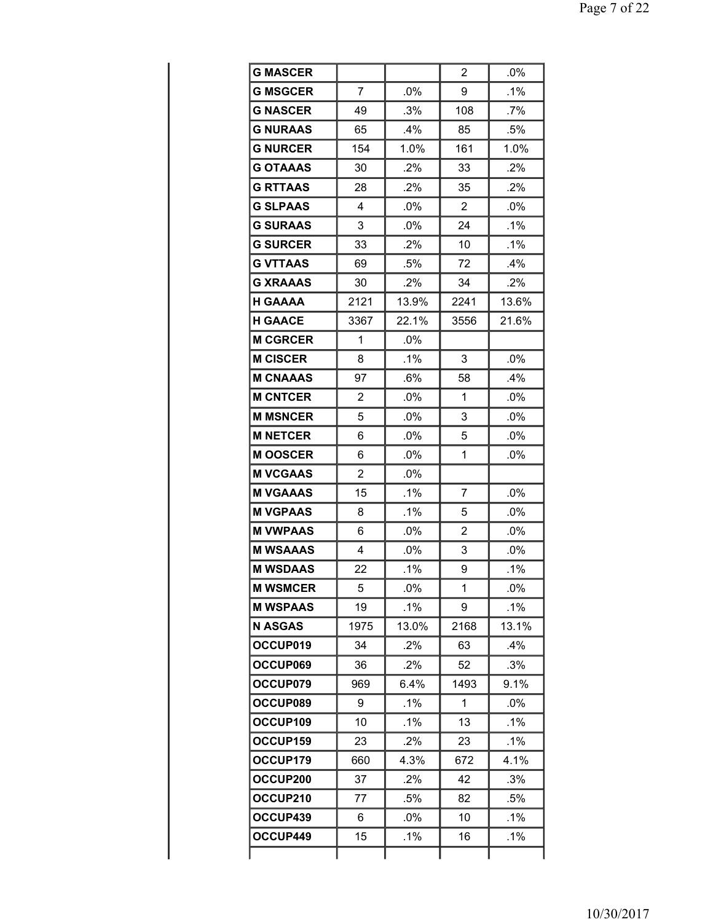| G MASCER | | | 2 | .0% |
|---|---|---|---|---|
| G MSGCER | 7 | .0% | 9 | .1% |
| G NASCER | 49 | .3% | 108 | .7% |
| G NURAAS | 65 | .4% | 85 | .5% |
| G NURCER | 154 | 1.0% | 161 | 1.0% |
| G OTAAAS | 30 | .2% | 33 | .2% |
| G RTTAAS | 28 | .2% | 35 | .2% |
| G SLPAAS | 4 | .0% | 2 | .0% |
| G SURAAS | 3 | .0% | 24 | .1% |
| G SURCER | 33 | .2% | 10 | .1% |
| G VTTAAS | 69 | .5% | 72 | .4% |
| G XRAAAS | 30 | .2% | 34 | .2% |
| H GAAAA | 2121 | 13.9% | 2241 | 13.6% |
| H GAACE | 3367 | 22.1% | 3556 | 21.6% |
| M CGRCER | 1 | .0% | | |
| M CISCER | 8 | .1% | 3 | .0% |
| M CNAAAS | 97 | .6% | 58 | .4% |
| M CNTCER | 2 | .0% | 1 | .0% |
| M MSNCER | 5 | .0% | 3 | .0% |
| M NETCER | 6 | .0% | 5 | .0% |
| M OOSCER | 6 | .0% | 1 | .0% |
| M VCGAAS | 2 | .0% | | |
| M VGAAAS | 15 | .1% | 7 | .0% |
| M VGPAAS | 8 | .1% | 5 | .0% |
| M VWPAAS | 6 | .0% | 2 | .0% |
| M WSAAAS | 4 | .0% | 3 | .0% |
| M WSDAAS | 22 | .1% | 9 | .1% |
| M WSMCER | 5 | .0% | 1 | .0% |
| M WSPAAS | 19 | .1% | 9 | .1% |
| N ASGAS | 1975 | 13.0% | 2168 | 13.1% |
| OCCUP019 | 34 | .2% | 63 | .4% |
| OCCUP069 | 36 | .2% | 52 | .3% |
| OCCUP079 | 969 | 6.4% | 1493 | 9.1% |
| OCCUP089 | 9 | .1% | 1 | .0% |
| OCCUP109 | 10 | .1% | 13 | .1% |
| OCCUP159 | 23 | .2% | 23 | .1% |
| OCCUP179 | 660 | 4.3% | 672 | 4.1% |
| OCCUP200 | 37 | .2% | 42 | .3% |
| OCCUP210 | 77 | .5% | 82 | .5% |
| OCCUP439 | 6 | .0% | 10 | .1% |
| OCCUP449 | 15 | .1% | 16 | .1% |
| | | | | |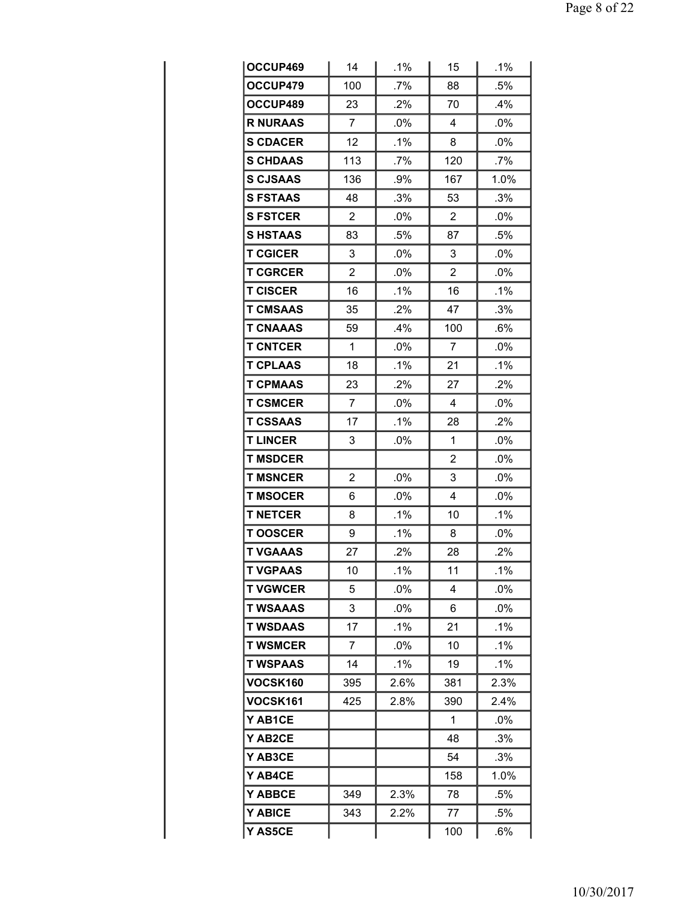| | | | | |
|---|---|---|---|---|
| **OCCUP469** | 14 | .1% | 15 | .1% |
| **OCCUP479** | 100 | .7% | 88 | .5% |
| **OCCUP489** | 23 | .2% | 70 | .4% |
| **R NURAAS** | 7 | .0% | 4 | .0% |
| **S CDACER** | 12 | .1% | 8 | .0% |
| **S CHDAAS** | 113 | .7% | 120 | .7% |
| **S CJSAAS** | 136 | .9% | 167 | 1.0% |
| **S FSTAAS** | 48 | .3% | 53 | .3% |
| **S FSTCER** | 2 | .0% | 2 | .0% |
| **S HSTAAS** | 83 | .5% | 87 | .5% |
| **T CGICER** | 3 | .0% | 3 | .0% |
| **T CGRCER** | 2 | .0% | 2 | .0% |
| **T CISCER** | 16 | .1% | 16 | .1% |
| **T CMSAAS** | 35 | .2% | 47 | .3% |
| **T CNAAAS** | 59 | .4% | 100 | .6% |
| **T CNTCER** | 1 | .0% | 7 | .0% |
| **T CPLAAS** | 18 | .1% | 21 | .1% |
| **T CPMAAS** | 23 | .2% | 27 | .2% |
| **T CSMCER** | 7 | .0% | 4 | .0% |
| **T CSSAAS** | 17 | .1% | 28 | .2% |
| **T LINCER** | 3 | .0% | 1 | .0% |
| **T MSDCER** | | | 2 | .0% |
| **T MSNCER** | 2 | .0% | 3 | .0% |
| **T MSOCER** | 6 | .0% | 4 | .0% |
| **T NETCER** | 8 | .1% | 10 | .1% |
| **T OOSCER** | 9 | .1% | 8 | .0% |
| **T VGAAAS** | 27 | .2% | 28 | .2% |
| **T VGPAAS** | 10 | .1% | 11 | .1% |
| **T VGWCER** | 5 | .0% | 4 | .0% |
| **T WSAAAS** | 3 | .0% | 6 | .0% |
| **T WSDAAS** | 17 | .1% | 21 | .1% |
| **T WSMCER** | 7 | .0% | 10 | .1% |
| **T WSPAAS** | 14 | .1% | 19 | .1% |
| **VOCSK160** | 395 | 2.6% | 381 | 2.3% |
| **VOCSK161** | 425 | 2.8% | 390 | 2.4% |
| **Y AB1CE** | | | 1 | .0% |
| **Y AB2CE** | | | 48 | .3% |
| **Y AB3CE** | | | 54 | .3% |
| **Y AB4CE** | | | 158 | 1.0% |
| **Y ABBCE** | 349 | 2.3% | 78 | .5% |
| **Y ABICE** | 343 | 2.2% | 77 | .5% |
| **Y AS5CE** | | | 100 | .6% |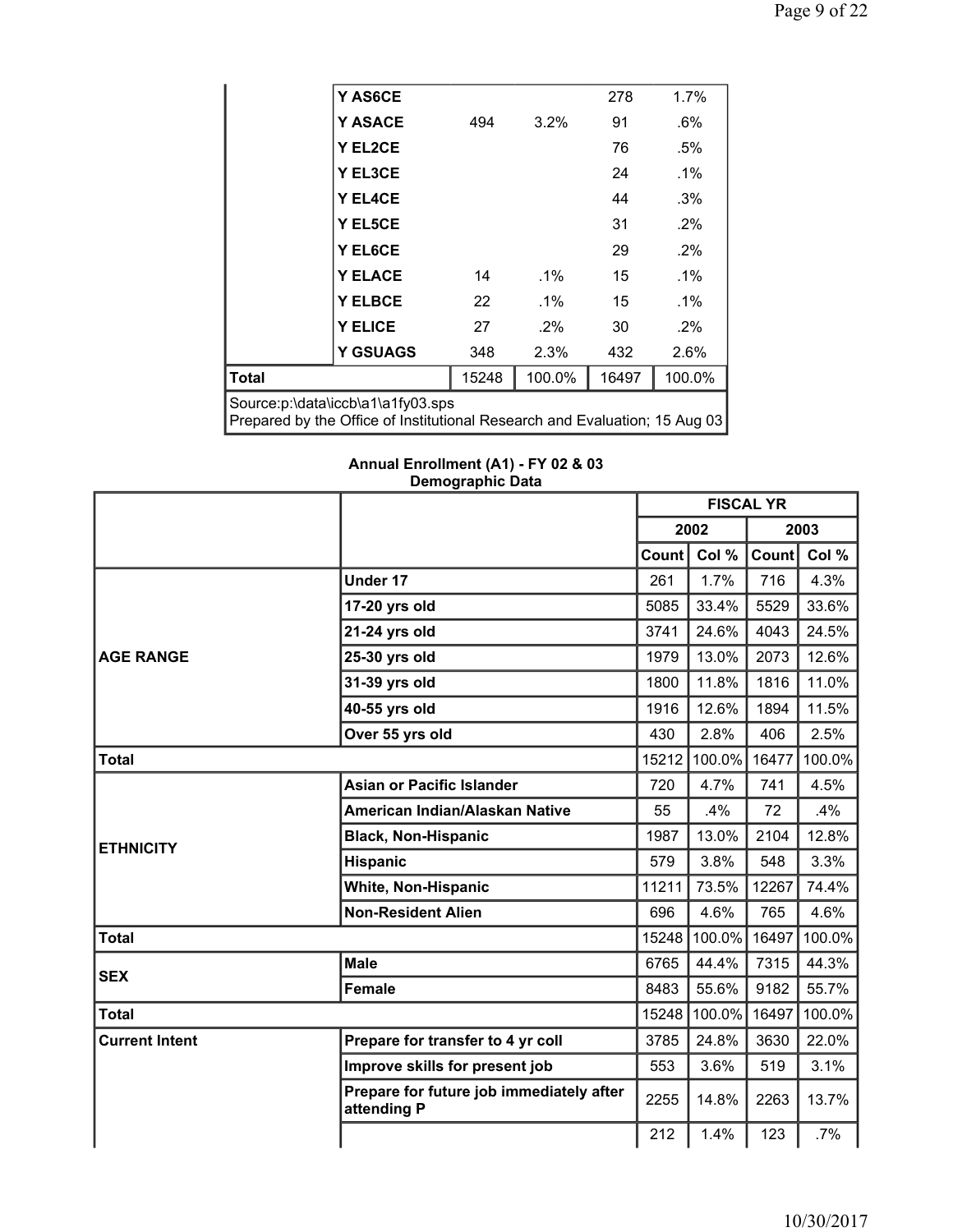| | | | | | |
|---|---|---|---|---|---|
| | Y AS6CE | | | 278 | 1.7% |
| | Y ASACE | 494 | 3.2% | 91 | .6% |
| | Y EL2CE | | | 76 | .5% |
| | Y EL3CE | | | 24 | .1% |
| | Y EL4CE | | | 44 | .3% |
| | Y EL5CE | | | 31 | .2% |
| | Y EL6CE | | | 29 | .2% |
| | Y ELACE | 14 | .1% | 15 | .1% |
| | Y ELBCE | 22 | .1% | 15 | .1% |
| | Y ELICE | 27 | .2% | 30 | .2% |
| | Y GSUAGS | 348 | 2.3% | 432 | 2.6% |
| **Total** | | 15248 | 100.0% | 16497 | 100.0% |

Source:p:\data\iccb\a1\a1fy03.sps
Prepared by the Office of Institutional Research and Evaluation; 15 Aug 03

**Annual Enrollment (A1) - FY 02 & 03**
**Demographic Data**

| | | FISCAL YR | | | |
|---|---|---|---|---|---|
| | | 2002 | | 2003 | |
| | | Count | Col % | Count | Col % |
| **AGE RANGE** | **Under 17** | 261 | 1.7% | 716 | 4.3% |
| | **17-20 yrs old** | 5085 | 33.4% | 5529 | 33.6% |
| | **21-24 yrs old** | 3741 | 24.6% | 4043 | 24.5% |
| | **25-30 yrs old** | 1979 | 13.0% | 2073 | 12.6% |
| | **31-39 yrs old** | 1800 | 11.8% | 1816 | 11.0% |
| | **40-55 yrs old** | 1916 | 12.6% | 1894 | 11.5% |
| | **Over 55 yrs old** | 430 | 2.8% | 406 | 2.5% |
| **Total** | | 15212 | 100.0% | 16477 | 100.0% |
| **ETHNICITY** | **Asian or Pacific Islander** | 720 | 4.7% | 741 | 4.5% |
| | **American Indian/Alaskan Native** | 55 | .4% | 72 | .4% |
| | **Black, Non-Hispanic** | 1987 | 13.0% | 2104 | 12.8% |
| | **Hispanic** | 579 | 3.8% | 548 | 3.3% |
| | **White, Non-Hispanic** | 11211 | 73.5% | 12267 | 74.4% |
| | **Non-Resident Alien** | 696 | 4.6% | 765 | 4.6% |
| **Total** | | 15248 | 100.0% | 16497 | 100.0% |
| **SEX** | **Male** | 6765 | 44.4% | 7315 | 44.3% |
| | **Female** | 8483 | 55.6% | 9182 | 55.7% |
| **Total** | | 15248 | 100.0% | 16497 | 100.0% |
| **Current Intent** | **Prepare for transfer to 4 yr coll** | 3785 | 24.8% | 3630 | 22.0% |
| | **Improve skills for present job** | 553 | 3.6% | 519 | 3.1% |
| | **Prepare for future job immediately after attending P** | 2255 | 14.8% | 2263 | 13.7% |
| | | 212 | 1.4% | 123 | .7% |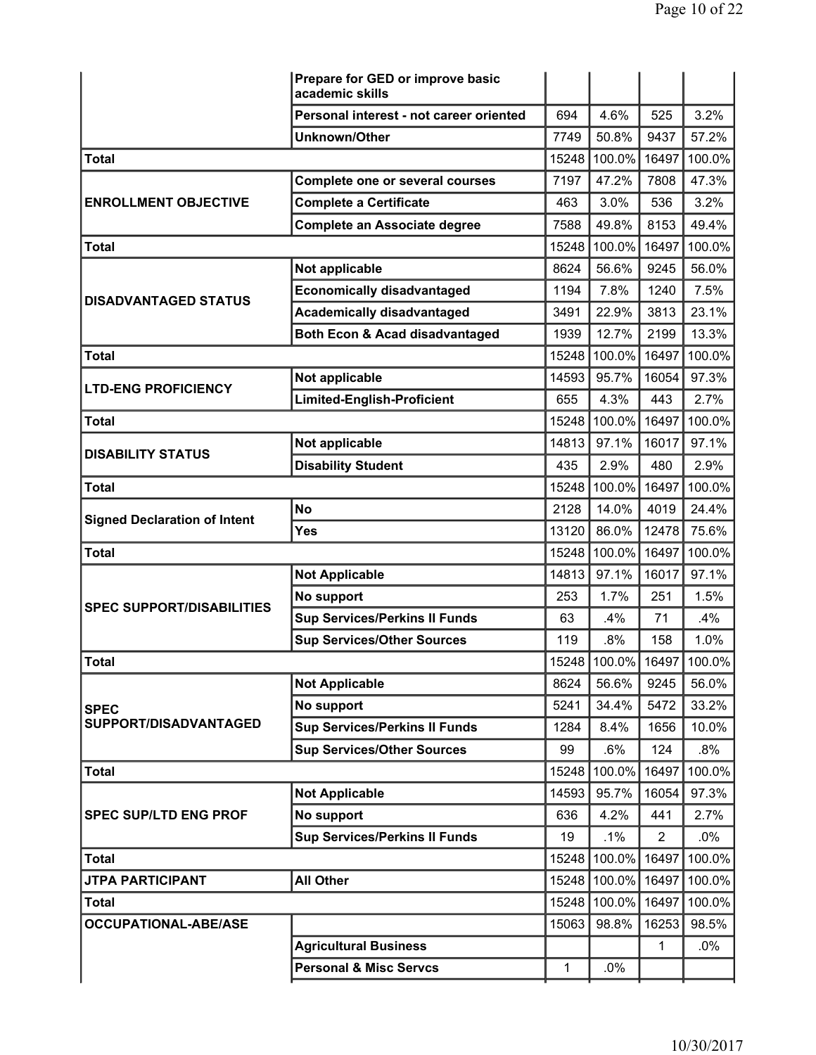| | | | | | |
|---|---|---|---|---|---|
| | **Prepare for GED or improve basic academic skills** | | | | |
| | **Personal interest - not career oriented** | 694 | 4.6% | 525 | 3.2% |
| | **Unknown/Other** | 7749 | 50.8% | 9437 | 57.2% |
| **Total** | | 15248 | 100.0% | 16497 | 100.0% |
| **ENROLLMENT OBJECTIVE** | **Complete one or several courses** | 7197 | 47.2% | 7808 | 47.3% |
| | **Complete a Certificate** | 463 | 3.0% | 536 | 3.2% |
| | **Complete an Associate degree** | 7588 | 49.8% | 8153 | 49.4% |
| **Total** | | 15248 | 100.0% | 16497 | 100.0% |
| **DISADVANTAGED STATUS** | **Not applicable** | 8624 | 56.6% | 9245 | 56.0% |
| | **Economically disadvantaged** | 1194 | 7.8% | 1240 | 7.5% |
| | **Academically disadvantaged** | 3491 | 22.9% | 3813 | 23.1% |
| | **Both Econ & Acad disadvantaged** | 1939 | 12.7% | 2199 | 13.3% |
| **Total** | | 15248 | 100.0% | 16497 | 100.0% |
| **LTD-ENG PROFICIENCY** | **Not applicable** | 14593 | 95.7% | 16054 | 97.3% |
| | **Limited-English-Proficient** | 655 | 4.3% | 443 | 2.7% |
| **Total** | | 15248 | 100.0% | 16497 | 100.0% |
| **DISABILITY STATUS** | **Not applicable** | 14813 | 97.1% | 16017 | 97.1% |
| | **Disability Student** | 435 | 2.9% | 480 | 2.9% |
| **Total** | | 15248 | 100.0% | 16497 | 100.0% |
| **Signed Declaration of Intent** | **No** | 2128 | 14.0% | 4019 | 24.4% |
| | **Yes** | 13120 | 86.0% | 12478 | 75.6% |
| **Total** | | 15248 | 100.0% | 16497 | 100.0% |
| **SPEC SUPPORT/DISABILITIES** | **Not Applicable** | 14813 | 97.1% | 16017 | 97.1% |
| | **No support** | 253 | 1.7% | 251 | 1.5% |
| | **Sup Services/Perkins II Funds** | 63 | .4% | 71 | .4% |
| | **Sup Services/Other Sources** | 119 | .8% | 158 | 1.0% |
| **Total** | | 15248 | 100.0% | 16497 | 100.0% |
| **SPEC SUPPORT/DISADVANTAGED** | **Not Applicable** | 8624 | 56.6% | 9245 | 56.0% |
| | **No support** | 5241 | 34.4% | 5472 | 33.2% |
| | **Sup Services/Perkins II Funds** | 1284 | 8.4% | 1656 | 10.0% |
| | **Sup Services/Other Sources** | 99 | .6% | 124 | .8% |
| **Total** | | 15248 | 100.0% | 16497 | 100.0% |
| **SPEC SUP/LTD ENG PROF** | **Not Applicable** | 14593 | 95.7% | 16054 | 97.3% |
| | **No support** | 636 | 4.2% | 441 | 2.7% |
| | **Sup Services/Perkins II Funds** | 19 | .1% | 2 | .0% |
| **Total** | | 15248 | 100.0% | 16497 | 100.0% |
| **JTPA PARTICIPANT** | **All Other** | 15248 | 100.0% | 16497 | 100.0% |
| **Total** | | 15248 | 100.0% | 16497 | 100.0% |
| **OCCUPATIONAL-ABE/ASE** | | 15063 | 98.8% | 16253 | 98.5% |
| | **Agricultural Business** | | | 1 | .0% |
| | **Personal & Misc Servcs** | 1 | .0% | | |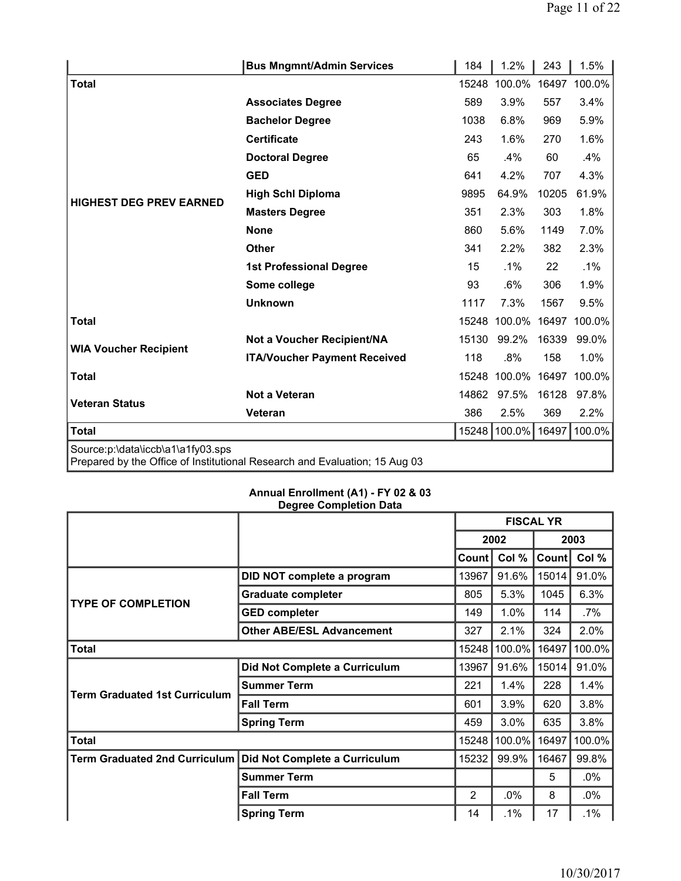| | | | | | |
|---|---|---|---|---|---|
| | Bus Mngmnt/Admin Services | 184 | 1.2% | 243 | 1.5% |
| **Total** | | 15248 | 100.0% | 16497 | 100.0% |
| **HIGHEST DEG PREV EARNED** | Associates Degree | 589 | 3.9% | 557 | 3.4% |
| | Bachelor Degree | 1038 | 6.8% | 969 | 5.9% |
| | Certificate | 243 | 1.6% | 270 | 1.6% |
| | Doctoral Degree | 65 | .4% | 60 | .4% |
| | GED | 641 | 4.2% | 707 | 4.3% |
| | High Schl Diploma | 9895 | 64.9% | 10205 | 61.9% |
| | Masters Degree | 351 | 2.3% | 303 | 1.8% |
| | None | 860 | 5.6% | 1149 | 7.0% |
| | Other | 341 | 2.2% | 382 | 2.3% |
| | 1st Professional Degree | 15 | .1% | 22 | .1% |
| | Some college | 93 | .6% | 306 | 1.9% |
| | Unknown | 1117 | 7.3% | 1567 | 9.5% |
| **Total** | | 15248 | 100.0% | 16497 | 100.0% |
| **WIA Voucher Recipient** | Not a Voucher Recipient/NA | 15130 | 99.2% | 16339 | 99.0% |
| | ITA/Voucher Payment Received | 118 | .8% | 158 | 1.0% |
| **Total** | | 15248 | 100.0% | 16497 | 100.0% |
| **Veteran Status** | Not a Veteran | 14862 | 97.5% | 16128 | 97.8% |
| | Veteran | 386 | 2.5% | 369 | 2.2% |
| **Total** | | 15248 | 100.0% | 16497 | 100.0% |

Source:p:\data\iccb\a1\a1fy03.sps
Prepared by the Office of Institutional Research and Evaluation; 15 Aug 03

**Annual Enrollment (A1) - FY 02 & 03**
**Degree Completion Data**

| | | FISCAL YR | | | |
|---|---|---|---|---|---|
| | | 2002 | | 2003 | |
| | | Count | Col % | Count | Col % |
| **TYPE OF COMPLETION** | DID NOT complete a program | 13967 | 91.6% | 15014 | 91.0% |
| | Graduate completer | 805 | 5.3% | 1045 | 6.3% |
| | GED completer | 149 | 1.0% | 114 | .7% |
| | Other ABE/ESL Advancement | 327 | 2.1% | 324 | 2.0% |
| **Total** | | 15248 | 100.0% | 16497 | 100.0% |
| **Term Graduated 1st Curriculum** | Did Not Complete a Curriculum | 13967 | 91.6% | 15014 | 91.0% |
| | Summer Term | 221 | 1.4% | 228 | 1.4% |
| | Fall Term | 601 | 3.9% | 620 | 3.8% |
| | Spring Term | 459 | 3.0% | 635 | 3.8% |
| **Total** | | 15248 | 100.0% | 16497 | 100.0% |
| **Term Graduated 2nd Curriculum** | Did Not Complete a Curriculum | 15232 | 99.9% | 16467 | 99.8% |
| | Summer Term | | | 5 | .0% |
| | Fall Term | 2 | .0% | 8 | .0% |
| | Spring Term | 14 | .1% | 17 | .1% |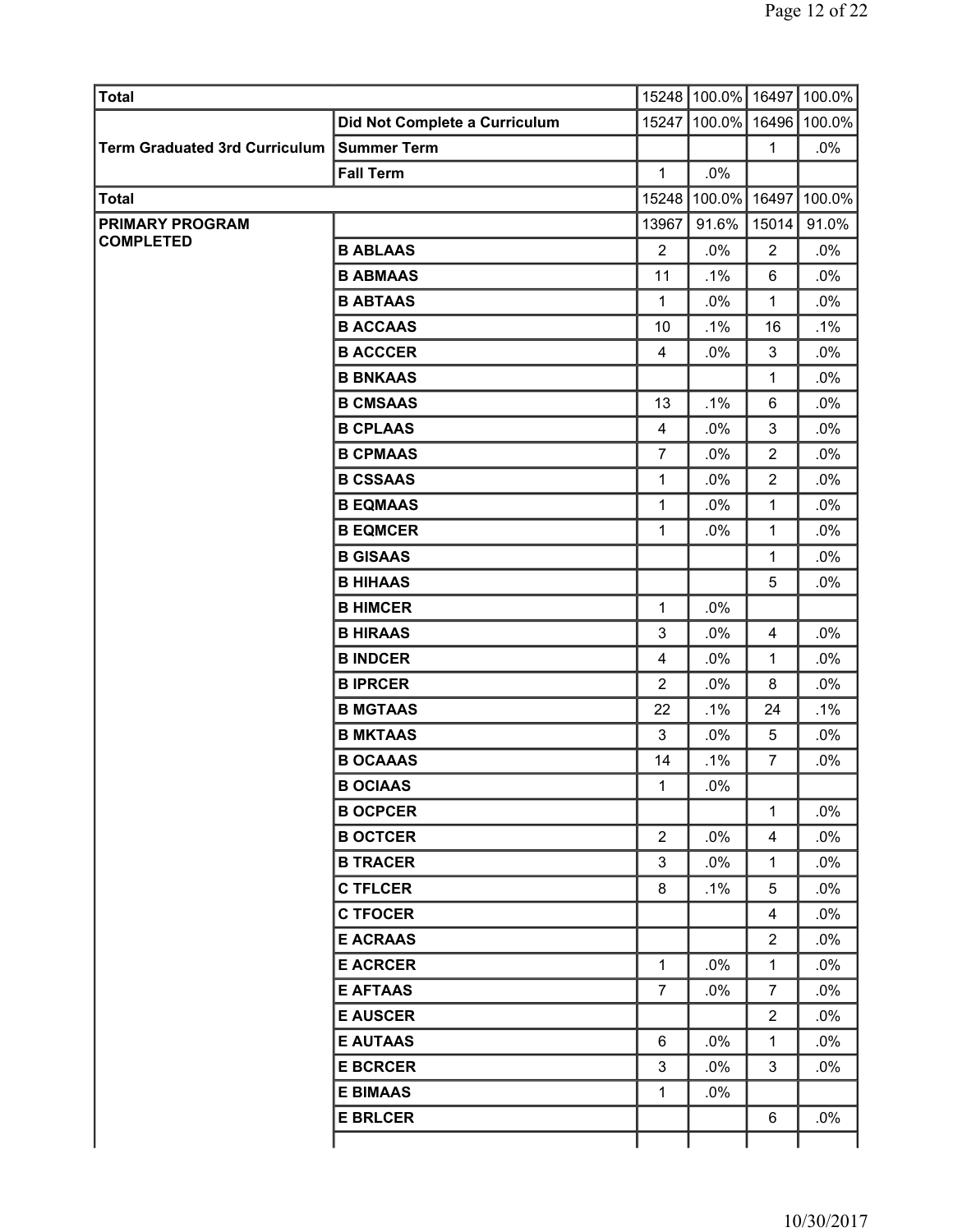| | | | | | |
|---|---|---|---|---|---|
| **Total** | | 15248 | 100.0% | 16497 | 100.0% |
| **Term Graduated 3rd Curriculum** | **Did Not Complete a Curriculum** | 15247 | 100.0% | 16496 | 100.0% |
| | **Summer Term** | | | 1 | .0% |
| | **Fall Term** | 1 | .0% | | |
| **Total** | | 15248 | 100.0% | 16497 | 100.0% |
| **PRIMARY PROGRAM COMPLETED** | | 13967 | 91.6% | 15014 | 91.0% |
| | **B ABLAAS** | 2 | .0% | 2 | .0% |
| | **B ABMAAS** | 11 | .1% | 6 | .0% |
| | **B ABTAAS** | 1 | .0% | 1 | .0% |
| | **B ACCAAS** | 10 | .1% | 16 | .1% |
| | **B ACCCER** | 4 | .0% | 3 | .0% |
| | **B BNKAAS** | | | 1 | .0% |
| | **B CMSAAS** | 13 | .1% | 6 | .0% |
| | **B CPLAAS** | 4 | .0% | 3 | .0% |
| | **B CPMAAS** | 7 | .0% | 2 | .0% |
| | **B CSSAAS** | 1 | .0% | 2 | .0% |
| | **B EQMAAS** | 1 | .0% | 1 | .0% |
| | **B EQMCER** | 1 | .0% | 1 | .0% |
| | **B GISAAS** | | | 1 | .0% |
| | **B HIHAAS** | | | 5 | .0% |
| | **B HIMCER** | 1 | .0% | | |
| | **B HIRAAS** | 3 | .0% | 4 | .0% |
| | **B INDCER** | 4 | .0% | 1 | .0% |
| | **B IPRCER** | 2 | .0% | 8 | .0% |
| | **B MGTAAS** | 22 | .1% | 24 | .1% |
| | **B MKTAAS** | 3 | .0% | 5 | .0% |
| | **B OCAAAS** | 14 | .1% | 7 | .0% |
| | **B OCIAAS** | 1 | .0% | | |
| | **B OCPCER** | | | 1 | .0% |
| | **B OCTCER** | 2 | .0% | 4 | .0% |
| | **B TRACER** | 3 | .0% | 1 | .0% |
| | **C TFLCER** | 8 | .1% | 5 | .0% |
| | **C TFOCER** | | | 4 | .0% |
| | **E ACRAAS** | | | 2 | .0% |
| | **E ACRCER** | 1 | .0% | 1 | .0% |
| | **E AFTAAS** | 7 | .0% | 7 | .0% |
| | **E AUSCER** | | | 2 | .0% |
| | **E AUTAAS** | 6 | .0% | 1 | .0% |
| | **E BCRCER** | 3 | .0% | 3 | .0% |
| | **E BIMAAS** | 1 | .0% | | |
| | **E BRLCER** | | | 6 | .0% |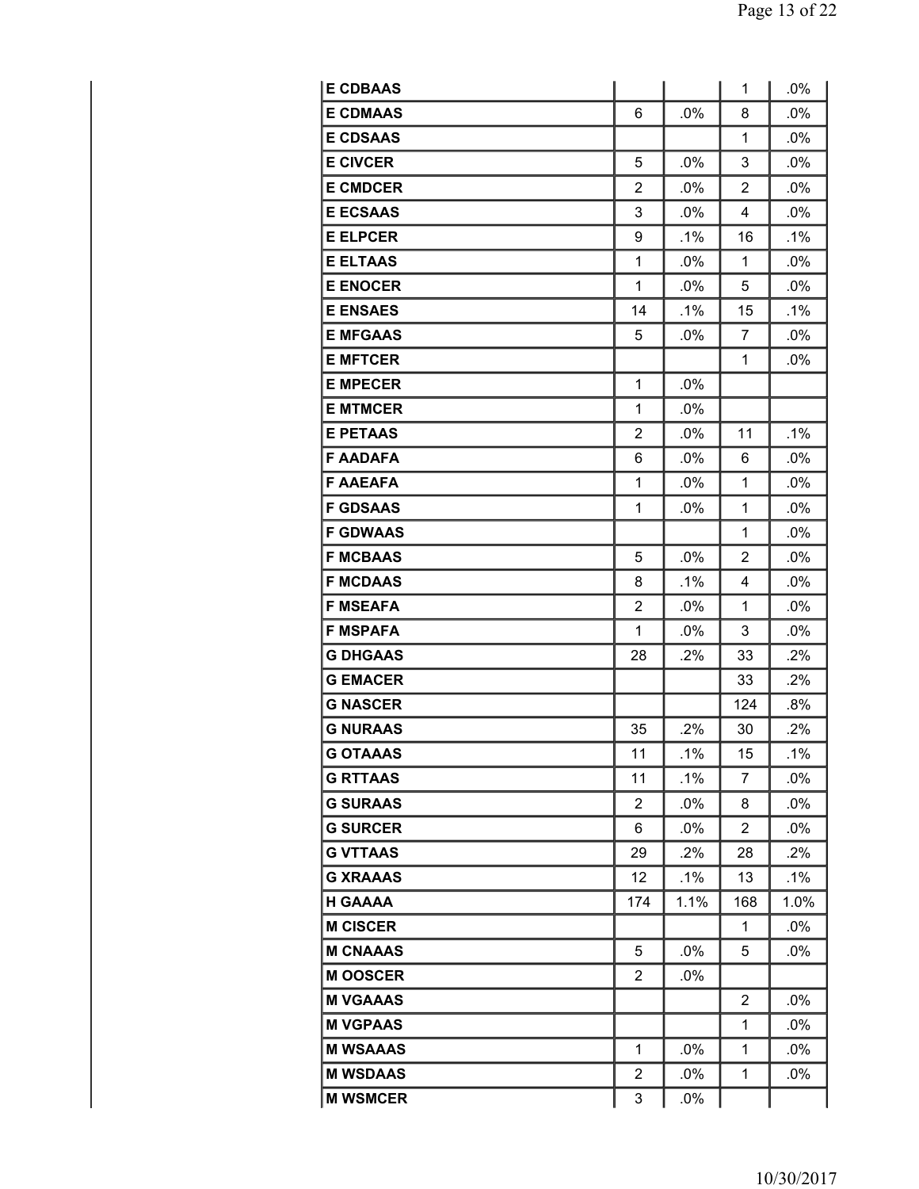| | | | | |
|---|---|---|---|---|
| **E CDBAAS** | | | 1 | .0% |
| **E CDMAAS** | 6 | .0% | 8 | .0% |
| **E CDSAAS** | | | 1 | .0% |
| **E CIVCER** | 5 | .0% | 3 | .0% |
| **E CMDCER** | 2 | .0% | 2 | .0% |
| **E ECSAAS** | 3 | .0% | 4 | .0% |
| **E ELPCER** | 9 | .1% | 16 | .1% |
| **E ELTAAS** | 1 | .0% | 1 | .0% |
| **E ENOCER** | 1 | .0% | 5 | .0% |
| **E ENSAES** | 14 | .1% | 15 | .1% |
| **E MFGAAS** | 5 | .0% | 7 | .0% |
| **E MFTCER** | | | 1 | .0% |
| **E MPECER** | 1 | .0% | | |
| **E MTMCER** | 1 | .0% | | |
| **E PETAAS** | 2 | .0% | 11 | .1% |
| **F AADAFA** | 6 | .0% | 6 | .0% |
| **F AAEAFA** | 1 | .0% | 1 | .0% |
| **F GDSAAS** | 1 | .0% | 1 | .0% |
| **F GDWAAS** | | | 1 | .0% |
| **F MCBAAS** | 5 | .0% | 2 | .0% |
| **F MCDAAS** | 8 | .1% | 4 | .0% |
| **F MSEAFA** | 2 | .0% | 1 | .0% |
| **F MSPAFA** | 1 | .0% | 3 | .0% |
| **G DHGAAS** | 28 | .2% | 33 | .2% |
| **G EMACER** | | | 33 | .2% |
| **G NASCER** | | | 124 | .8% |
| **G NURAAS** | 35 | .2% | 30 | .2% |
| **G OTAAAS** | 11 | .1% | 15 | .1% |
| **G RTTAAS** | 11 | .1% | 7 | .0% |
| **G SURAAS** | 2 | .0% | 8 | .0% |
| **G SURCER** | 6 | .0% | 2 | .0% |
| **G VTTAAS** | 29 | .2% | 28 | .2% |
| **G XRAAAS** | 12 | .1% | 13 | .1% |
| **H GAAAA** | 174 | 1.1% | 168 | 1.0% |
| **M CISCER** | | | 1 | .0% |
| **M CNAAAS** | 5 | .0% | 5 | .0% |
| **M OOSCER** | 2 | .0% | | |
| **M VGAAAS** | | | 2 | .0% |
| **M VGPAAS** | | | 1 | .0% |
| **M WSAAAS** | 1 | .0% | 1 | .0% |
| **M WSDAAS** | 2 | .0% | 1 | .0% |
| **M WSMCER** | 3 | .0% | | |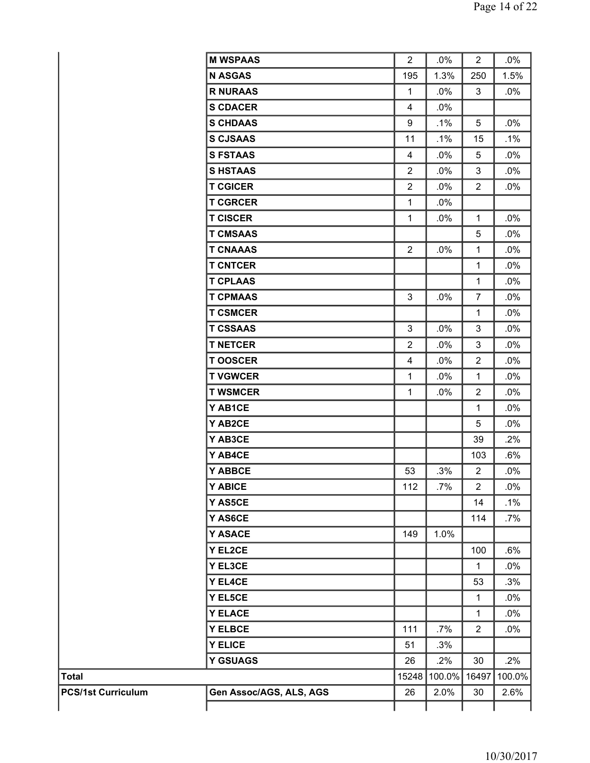| | | | | | |
|---|---|---|---|---|---|
| | M WSPAAS | 2 | .0% | 2 | .0% |
| | N ASGAS | 195 | 1.3% | 250 | 1.5% |
| | R NURAAS | 1 | .0% | 3 | .0% |
| | S CDACER | 4 | .0% | | |
| | S CHDAAS | 9 | .1% | 5 | .0% |
| | S CJSAAS | 11 | .1% | 15 | .1% |
| | S FSTAAS | 4 | .0% | 5 | .0% |
| | S HSTAAS | 2 | .0% | 3 | .0% |
| | T CGICER | 2 | .0% | 2 | .0% |
| | T CGRCER | 1 | .0% | | |
| | T CISCER | 1 | .0% | 1 | .0% |
| | T CMSAAS | | | 5 | .0% |
| | T CNAAAS | 2 | .0% | 1 | .0% |
| | T CNTCER | | | 1 | .0% |
| | T CPLAAS | | | 1 | .0% |
| | T CPMAAS | 3 | .0% | 7 | .0% |
| | T CSMCER | | | 1 | .0% |
| | T CSSAAS | 3 | .0% | 3 | .0% |
| | T NETCER | 2 | .0% | 3 | .0% |
| | T OOSCER | 4 | .0% | 2 | .0% |
| | T VGWCER | 1 | .0% | 1 | .0% |
| | T WSMCER | 1 | .0% | 2 | .0% |
| | Y AB1CE | | | 1 | .0% |
| | Y AB2CE | | | 5 | .0% |
| | Y AB3CE | | | 39 | .2% |
| | Y AB4CE | | | 103 | .6% |
| | Y ABBCE | 53 | .3% | 2 | .0% |
| | Y ABICE | 112 | .7% | 2 | .0% |
| | Y AS5CE | | | 14 | .1% |
| | Y AS6CE | | | 114 | .7% |
| | Y ASACE | 149 | 1.0% | | |
| | Y EL2CE | | | 100 | .6% |
| | Y EL3CE | | | 1 | .0% |
| | Y EL4CE | | | 53 | .3% |
| | Y EL5CE | | | 1 | .0% |
| | Y ELACE | | | 1 | .0% |
| | Y ELBCE | 111 | .7% | 2 | .0% |
| | Y ELICE | 51 | .3% | | |
| | Y GSUAGS | 26 | .2% | 30 | .2% |
| **Total** | | 15248 | 100.0% | 16497 | 100.0% |
| **PCS/1st Curriculum** | Gen Assoc/AGS, ALS, AGS | 26 | 2.0% | 30 | 2.6% |
| | | | | | |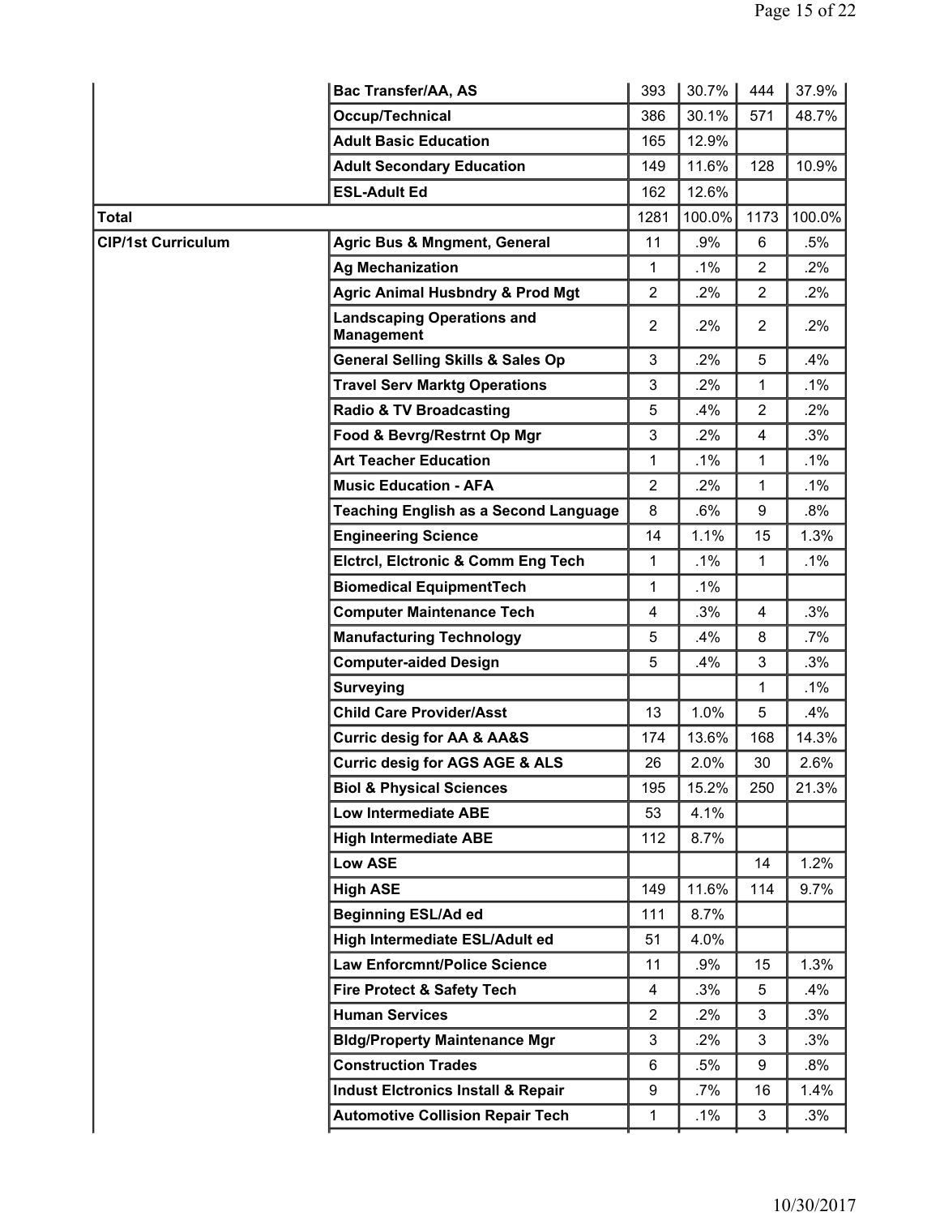| | | | | | |
|---|---|---|---|---|---|
| | Bac Transfer/AA, AS | 393 | 30.7% | 444 | 37.9% |
| | Occup/Technical | 386 | 30.1% | 571 | 48.7% |
| | Adult Basic Education | 165 | 12.9% | | |
| | Adult Secondary Education | 149 | 11.6% | 128 | 10.9% |
| | ESL-Adult Ed | 162 | 12.6% | | |
| Total | | 1281 | 100.0% | 1173 | 100.0% |
| CIP/1st Curriculum | Agric Bus & Mngment, General | 11 | .9% | 6 | .5% |
| | Ag Mechanization | 1 | .1% | 2 | .2% |
| | Agric Animal Husbndry & Prod Mgt | 2 | .2% | 2 | .2% |
| | Landscaping Operations and Management | 2 | .2% | 2 | .2% |
| | General Selling Skills & Sales Op | 3 | .2% | 5 | .4% |
| | Travel Serv Marktg Operations | 3 | .2% | 1 | .1% |
| | Radio & TV Broadcasting | 5 | .4% | 2 | .2% |
| | Food & Bevrg/Restrnt Op Mgr | 3 | .2% | 4 | .3% |
| | Art Teacher Education | 1 | .1% | 1 | .1% |
| | Music Education - AFA | 2 | .2% | 1 | .1% |
| | Teaching English as a Second Language | 8 | .6% | 9 | .8% |
| | Engineering Science | 14 | 1.1% | 15 | 1.3% |
| | Elctrcl, Elctronic & Comm Eng Tech | 1 | .1% | 1 | .1% |
| | Biomedical EquipmentTech | 1 | .1% | | |
| | Computer Maintenance Tech | 4 | .3% | 4 | .3% |
| | Manufacturing Technology | 5 | .4% | 8 | .7% |
| | Computer-aided Design | 5 | .4% | 3 | .3% |
| | Surveying | | | 1 | .1% |
| | Child Care Provider/Asst | 13 | 1.0% | 5 | .4% |
| | Curric desig for AA & AA&S | 174 | 13.6% | 168 | 14.3% |
| | Curric desig for AGS AGE & ALS | 26 | 2.0% | 30 | 2.6% |
| | Biol & Physical Sciences | 195 | 15.2% | 250 | 21.3% |
| | Low Intermediate ABE | 53 | 4.1% | | |
| | High Intermediate ABE | 112 | 8.7% | | |
| | Low ASE | | | 14 | 1.2% |
| | High ASE | 149 | 11.6% | 114 | 9.7% |
| | Beginning ESL/Ad ed | 111 | 8.7% | | |
| | High Intermediate ESL/Adult ed | 51 | 4.0% | | |
| | Law Enforcmnt/Police Science | 11 | .9% | 15 | 1.3% |
| | Fire Protect & Safety Tech | 4 | .3% | 5 | .4% |
| | Human Services | 2 | .2% | 3 | .3% |
| | Bldg/Property Maintenance Mgr | 3 | .2% | 3 | .3% |
| | Construction Trades | 6 | .5% | 9 | .8% |
| | Indust Elctronics Install & Repair | 9 | .7% | 16 | 1.4% |
| | Automotive Collision Repair Tech | 1 | .1% | 3 | .3% |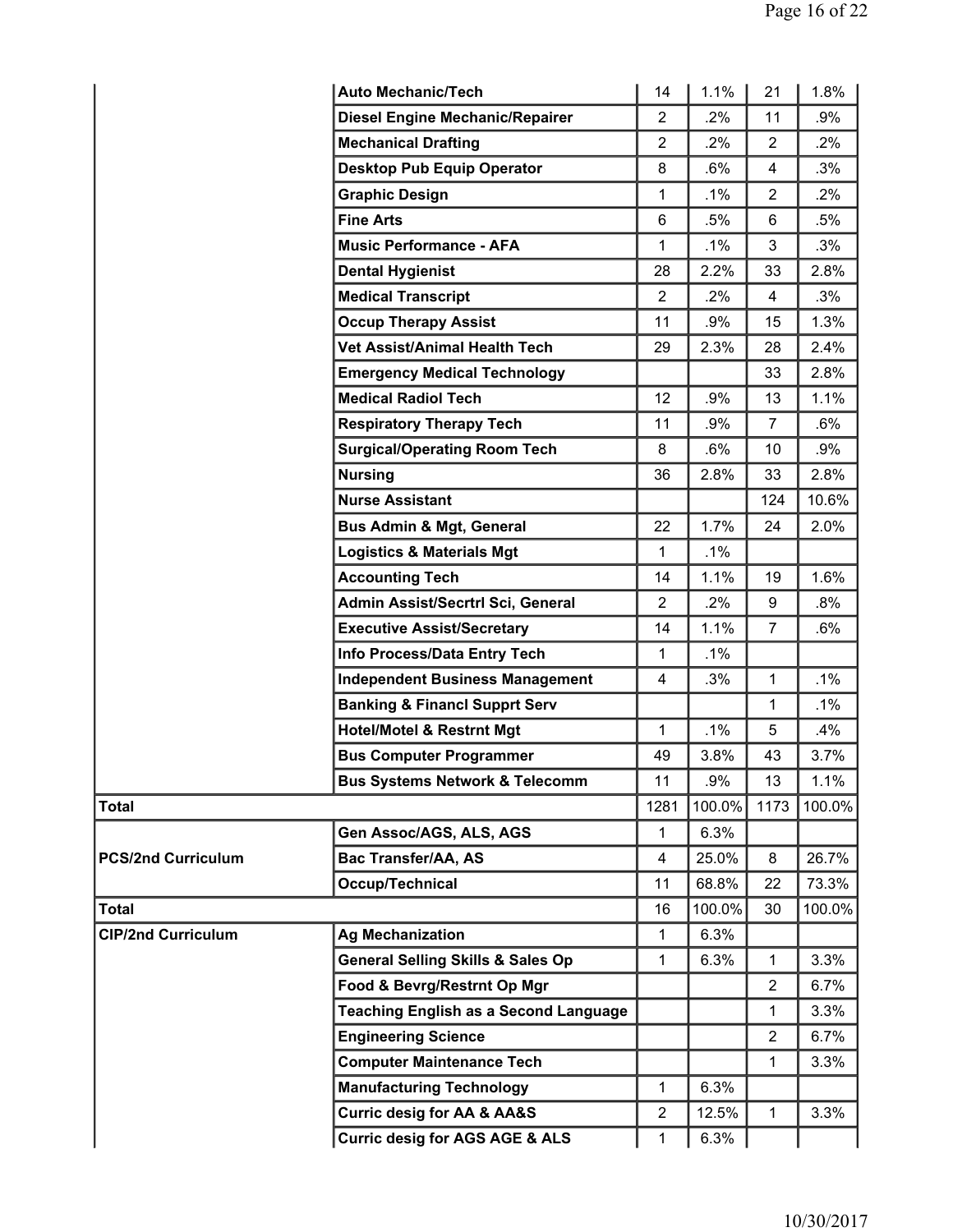| | | | | | |
|---|---|---|---|---|---|
| | Auto Mechanic/Tech | 14 | 1.1% | 21 | 1.8% |
| | Diesel Engine Mechanic/Repairer | 2 | .2% | 11 | .9% |
| | Mechanical Drafting | 2 | .2% | 2 | .2% |
| | Desktop Pub Equip Operator | 8 | .6% | 4 | .3% |
| | Graphic Design | 1 | .1% | 2 | .2% |
| | Fine Arts | 6 | .5% | 6 | .5% |
| | Music Performance - AFA | 1 | .1% | 3 | .3% |
| | Dental Hygienist | 28 | 2.2% | 33 | 2.8% |
| | Medical Transcript | 2 | .2% | 4 | .3% |
| | Occup Therapy Assist | 11 | .9% | 15 | 1.3% |
| | Vet Assist/Animal Health Tech | 29 | 2.3% | 28 | 2.4% |
| | Emergency Medical Technology | | | 33 | 2.8% |
| | Medical Radiol Tech | 12 | .9% | 13 | 1.1% |
| | Respiratory Therapy Tech | 11 | .9% | 7 | .6% |
| | Surgical/Operating Room Tech | 8 | .6% | 10 | .9% |
| | Nursing | 36 | 2.8% | 33 | 2.8% |
| | Nurse Assistant | | | 124 | 10.6% |
| | Bus Admin & Mgt, General | 22 | 1.7% | 24 | 2.0% |
| | Logistics & Materials Mgt | 1 | .1% | | |
| | Accounting Tech | 14 | 1.1% | 19 | 1.6% |
| | Admin Assist/Secrtrl Sci, General | 2 | .2% | 9 | .8% |
| | Executive Assist/Secretary | 14 | 1.1% | 7 | .6% |
| | Info Process/Data Entry Tech | 1 | .1% | | |
| | Independent Business Management | 4 | .3% | 1 | .1% |
| | Banking & Financl Supprt Serv | | | 1 | .1% |
| | Hotel/Motel & Restrnt Mgt | 1 | .1% | 5 | .4% |
| | Bus Computer Programmer | 49 | 3.8% | 43 | 3.7% |
| | Bus Systems Network & Telecomm | 11 | .9% | 13 | 1.1% |
| **Total** | | 1281 | 100.0% | 1173 | 100.0% |
| **PCS/2nd Curriculum** | Gen Assoc/AGS, ALS, AGS | 1 | 6.3% | | |
| | Bac Transfer/AA, AS | 4 | 25.0% | 8 | 26.7% |
| | Occup/Technical | 11 | 68.8% | 22 | 73.3% |
| **Total** | | 16 | 100.0% | 30 | 100.0% |
| **CIP/2nd Curriculum** | Ag Mechanization | 1 | 6.3% | | |
| | General Selling Skills & Sales Op | 1 | 6.3% | 1 | 3.3% |
| | Food & Bevrg/Restrnt Op Mgr | | | 2 | 6.7% |
| | Teaching English as a Second Language | | | 1 | 3.3% |
| | Engineering Science | | | 2 | 6.7% |
| | Computer Maintenance Tech | | | 1 | 3.3% |
| | Manufacturing Technology | 1 | 6.3% | | |
| | Curric desig for AA & AA&S | 2 | 12.5% | 1 | 3.3% |
| | Curric desig for AGS AGE & ALS | 1 | 6.3% | | |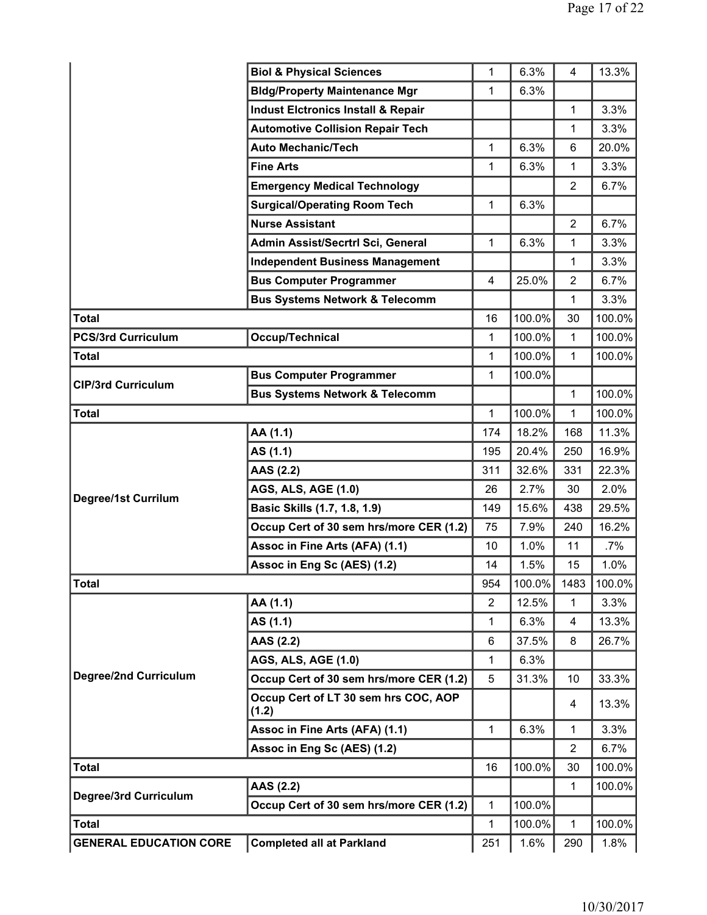| | | | | | |
|---|---|---|---|---|---|
| | **Biol & Physical Sciences** | 1 | 6.3% | 4 | 13.3% |
| | **Bldg/Property Maintenance Mgr** | 1 | 6.3% | | |
| | **Indust Elctronics Install & Repair** | | | 1 | 3.3% |
| | **Automotive Collision Repair Tech** | | | 1 | 3.3% |
| | **Auto Mechanic/Tech** | 1 | 6.3% | 6 | 20.0% |
| | **Fine Arts** | 1 | 6.3% | 1 | 3.3% |
| | **Emergency Medical Technology** | | | 2 | 6.7% |
| | **Surgical/Operating Room Tech** | 1 | 6.3% | | |
| | **Nurse Assistant** | | | 2 | 6.7% |
| | **Admin Assist/Secrtrl Sci, General** | 1 | 6.3% | 1 | 3.3% |
| | **Independent Business Management** | | | 1 | 3.3% |
| | **Bus Computer Programmer** | 4 | 25.0% | 2 | 6.7% |
| | **Bus Systems Network & Telecomm** | | | 1 | 3.3% |
| **Total** | | 16 | 100.0% | 30 | 100.0% |
| **PCS/3rd Curriculum** | **Occup/Technical** | 1 | 100.0% | 1 | 100.0% |
| **Total** | | 1 | 100.0% | 1 | 100.0% |
| **CIP/3rd Curriculum** | **Bus Computer Programmer** | 1 | 100.0% | | |
| | **Bus Systems Network & Telecomm** | | | 1 | 100.0% |
| **Total** | | 1 | 100.0% | 1 | 100.0% |
| **Degree/1st Currilum** | **AA (1.1)** | 174 | 18.2% | 168 | 11.3% |
| | **AS (1.1)** | 195 | 20.4% | 250 | 16.9% |
| | **AAS (2.2)** | 311 | 32.6% | 331 | 22.3% |
| | **AGS, ALS, AGE (1.0)** | 26 | 2.7% | 30 | 2.0% |
| | **Basic Skills (1.7, 1.8, 1.9)** | 149 | 15.6% | 438 | 29.5% |
| | **Occup Cert of 30 sem hrs/more CER (1.2)** | 75 | 7.9% | 240 | 16.2% |
| | **Assoc in Fine Arts (AFA) (1.1)** | 10 | 1.0% | 11 | .7% |
| | **Assoc in Eng Sc (AES) (1.2)** | 14 | 1.5% | 15 | 1.0% |
| **Total** | | 954 | 100.0% | 1483 | 100.0% |
| **Degree/2nd Curriculum** | **AA (1.1)** | 2 | 12.5% | 1 | 3.3% |
| | **AS (1.1)** | 1 | 6.3% | 4 | 13.3% |
| | **AAS (2.2)** | 6 | 37.5% | 8 | 26.7% |
| | **AGS, ALS, AGE (1.0)** | 1 | 6.3% | | |
| | **Occup Cert of 30 sem hrs/more CER (1.2)** | 5 | 31.3% | 10 | 33.3% |
| | **Occup Cert of LT 30 sem hrs COC, AOP (1.2)** | | | 4 | 13.3% |
| | **Assoc in Fine Arts (AFA) (1.1)** | 1 | 6.3% | 1 | 3.3% |
| | **Assoc in Eng Sc (AES) (1.2)** | | | 2 | 6.7% |
| **Total** | | 16 | 100.0% | 30 | 100.0% |
| **Degree/3rd Curriculum** | **AAS (2.2)** | | | 1 | 100.0% |
| | **Occup Cert of 30 sem hrs/more CER (1.2)** | 1 | 100.0% | | |
| **Total** | | 1 | 100.0% | 1 | 100.0% |
| **GENERAL EDUCATION CORE** | **Completed all at Parkland** | 251 | 1.6% | 290 | 1.8% |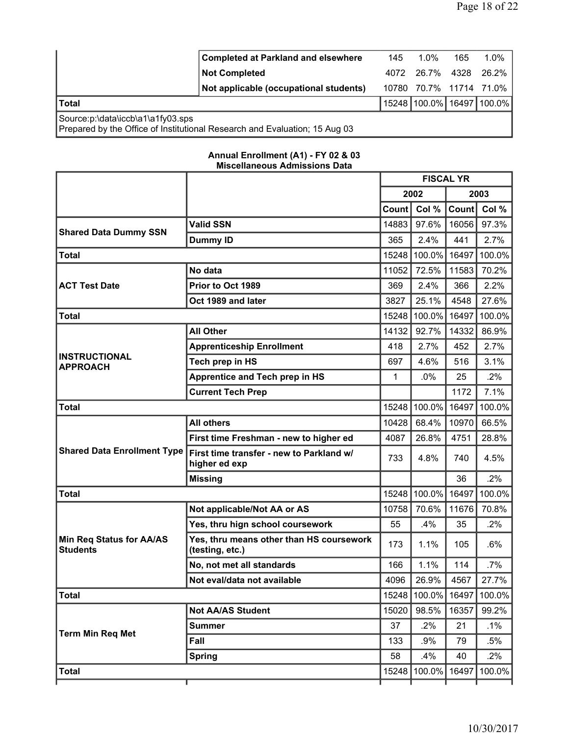| | | | | | |
|---|---|---|---|---|---|
| | Completed at Parkland and elsewhere | 145 | 1.0% | 165 | 1.0% |
| | Not Completed | 4072 | 26.7% | 4328 | 26.2% |
| | Not applicable (occupational students) | 10780 | 70.7% | 11714 | 71.0% |
| **Total** | | 15248 | 100.0% | 16497 | 100.0% |

Source:p:\data\iccb\a1\a1fy03.sps
Prepared by the Office of Institutional Research and Evaluation; 15 Aug 03

**Annual Enrollment (A1) - FY 02 & 03**
**Miscellaneous Admissions Data**

| | | FISCAL YR | | | |
|---|---|---|---|---|---|
| | | 2002 | | 2003 | |
| | | Count | Col % | Count | Col % |
| **Shared Data Dummy SSN** | **Valid SSN** | 14883 | 97.6% | 16056 | 97.3% |
| | **Dummy ID** | 365 | 2.4% | 441 | 2.7% |
| **Total** | | 15248 | 100.0% | 16497 | 100.0% |
| **ACT Test Date** | **No data** | 11052 | 72.5% | 11583 | 70.2% |
| | **Prior to Oct 1989** | 369 | 2.4% | 366 | 2.2% |
| | **Oct 1989 and later** | 3827 | 25.1% | 4548 | 27.6% |
| **Total** | | 15248 | 100.0% | 16497 | 100.0% |
| **INSTRUCTIONAL APPROACH** | **All Other** | 14132 | 92.7% | 14332 | 86.9% |
| | **Apprenticeship Enrollment** | 418 | 2.7% | 452 | 2.7% |
| | **Tech prep in HS** | 697 | 4.6% | 516 | 3.1% |
| | **Apprentice and Tech prep in HS** | 1 | .0% | 25 | .2% |
| | **Current Tech Prep** | | | 1172 | 7.1% |
| **Total** | | 15248 | 100.0% | 16497 | 100.0% |
| **Shared Data Enrollment Type** | **All others** | 10428 | 68.4% | 10970 | 66.5% |
| | **First time Freshman - new to higher ed** | 4087 | 26.8% | 4751 | 28.8% |
| | **First time transfer - new to Parkland w/ higher ed exp** | 733 | 4.8% | 740 | 4.5% |
| | **Missing** | | | 36 | .2% |
| **Total** | | 15248 | 100.0% | 16497 | 100.0% |
| **Min Req Status for AA/AS Students** | **Not applicable/Not AA or AS** | 10758 | 70.6% | 11676 | 70.8% |
| | **Yes, thru hign school coursework** | 55 | .4% | 35 | .2% |
| | **Yes, thru means other than HS coursework (testing, etc.)** | 173 | 1.1% | 105 | .6% |
| | **No, not met all standards** | 166 | 1.1% | 114 | .7% |
| | **Not eval/data not available** | 4096 | 26.9% | 4567 | 27.7% |
| **Total** | | 15248 | 100.0% | 16497 | 100.0% |
| **Term Min Req Met** | **Not AA/AS Student** | 15020 | 98.5% | 16357 | 99.2% |
| | **Summer** | 37 | .2% | 21 | .1% |
| | **Fall** | 133 | .9% | 79 | .5% |
| | **Spring** | 58 | .4% | 40 | .2% |
| **Total** | | 15248 | 100.0% | 16497 | 100.0% |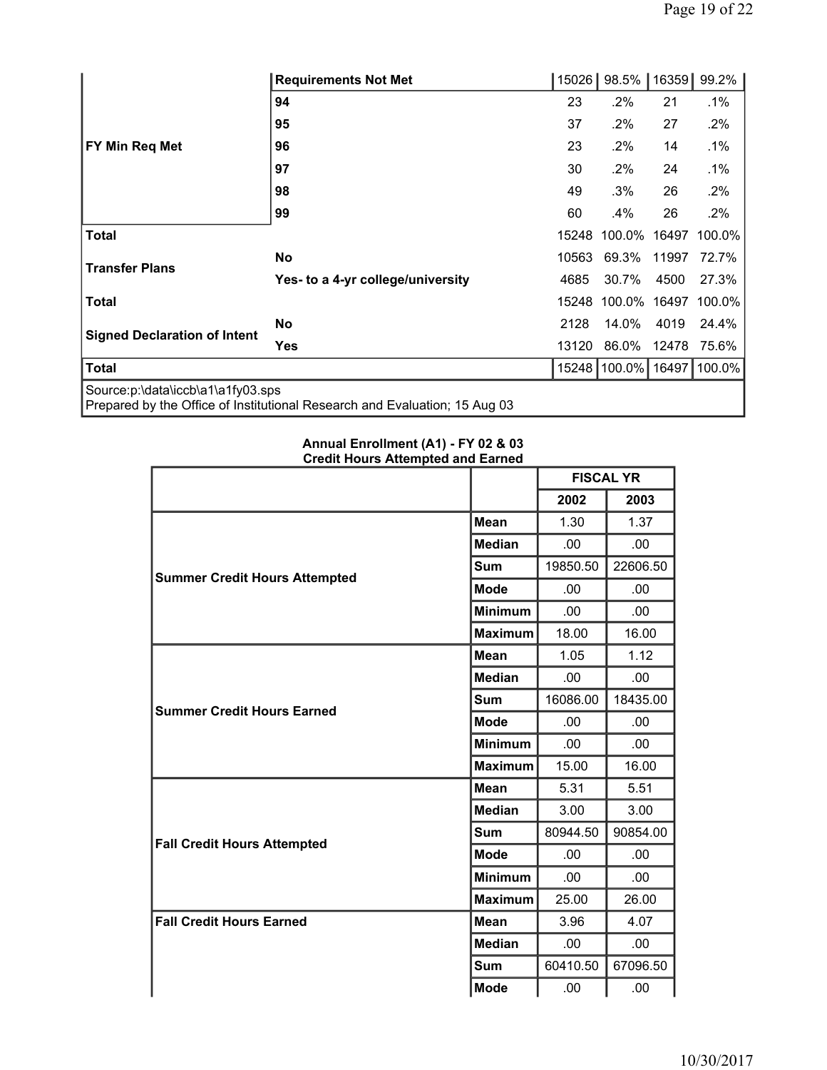| | | | | | |
|---|---|---|---|---|---|
| FY Min Req Met | Requirements Not Met | 15026 | 98.5% | 16359 | 99.2% |
| | 94 | 23 | .2% | 21 | .1% |
| | 95 | 37 | .2% | 27 | .2% |
| | 96 | 23 | .2% | 14 | .1% |
| | 97 | 30 | .2% | 24 | .1% |
| | 98 | 49 | .3% | 26 | .2% |
| | 99 | 60 | .4% | 26 | .2% |
| Total | | 15248 | 100.0% | 16497 | 100.0% |
| Transfer Plans | No | 10563 | 69.3% | 11997 | 72.7% |
| | Yes- to a 4-yr college/university | 4685 | 30.7% | 4500 | 27.3% |
| Total | | 15248 | 100.0% | 16497 | 100.0% |
| Signed Declaration of Intent | No | 2128 | 14.0% | 4019 | 24.4% |
| | Yes | 13120 | 86.0% | 12478 | 75.6% |
| Total | | 15248 | 100.0% | 16497 | 100.0% |

Source:p:\data\iccb\a1\a1fy03.sps
Prepared by the Office of Institutional Research and Evaluation; 15 Aug 03

**Annual Enrollment (A1) - FY 02 & 03**
**Credit Hours Attempted and Earned**

| | | FISCAL YR | |
|---|---|---|---|
| | | 2002 | 2003 |
| Summer Credit Hours Attempted | Mean | 1.30 | 1.37 |
| | Median | .00 | .00 |
| | Sum | 19850.50 | 22606.50 |
| | Mode | .00 | .00 |
| | Minimum | .00 | .00 |
| | Maximum | 18.00 | 16.00 |
| Summer Credit Hours Earned | Mean | 1.05 | 1.12 |
| | Median | .00 | .00 |
| | Sum | 16086.00 | 18435.00 |
| | Mode | .00 | .00 |
| | Minimum | .00 | .00 |
| | Maximum | 15.00 | 16.00 |
| Fall Credit Hours Attempted | Mean | 5.31 | 5.51 |
| | Median | 3.00 | 3.00 |
| | Sum | 80944.50 | 90854.00 |
| | Mode | .00 | .00 |
| | Minimum | .00 | .00 |
| | Maximum | 25.00 | 26.00 |
| Fall Credit Hours Earned | Mean | 3.96 | 4.07 |
| | Median | .00 | .00 |
| | Sum | 60410.50 | 67096.50 |
| | Mode | .00 | .00 |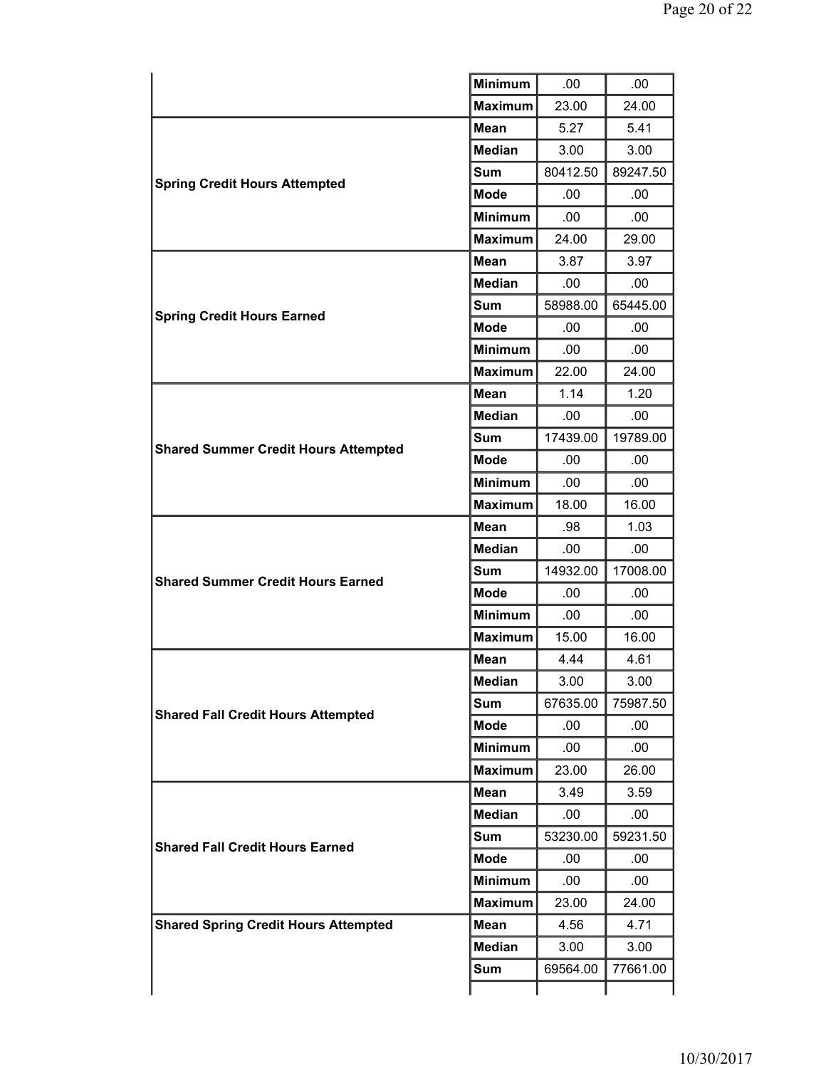| | | | |
|---|---|---|---|
| | **Minimum** | .00 | .00 |
| | **Maximum** | 23.00 | 24.00 |
| **Spring Credit Hours Attempted** | **Mean** | 5.27 | 5.41 |
| | **Median** | 3.00 | 3.00 |
| | **Sum** | 80412.50 | 89247.50 |
| | **Mode** | .00 | .00 |
| | **Minimum** | .00 | .00 |
| | **Maximum** | 24.00 | 29.00 |
| **Spring Credit Hours Earned** | **Mean** | 3.87 | 3.97 |
| | **Median** | .00 | .00 |
| | **Sum** | 58988.00 | 65445.00 |
| | **Mode** | .00 | .00 |
| | **Minimum** | .00 | .00 |
| | **Maximum** | 22.00 | 24.00 |
| **Shared Summer Credit Hours Attempted** | **Mean** | 1.14 | 1.20 |
| | **Median** | .00 | .00 |
| | **Sum** | 17439.00 | 19789.00 |
| | **Mode** | .00 | .00 |
| | **Minimum** | .00 | .00 |
| | **Maximum** | 18.00 | 16.00 |
| **Shared Summer Credit Hours Earned** | **Mean** | .98 | 1.03 |
| | **Median** | .00 | .00 |
| | **Sum** | 14932.00 | 17008.00 |
| | **Mode** | .00 | .00 |
| | **Minimum** | .00 | .00 |
| | **Maximum** | 15.00 | 16.00 |
| **Shared Fall Credit Hours Attempted** | **Mean** | 4.44 | 4.61 |
| | **Median** | 3.00 | 3.00 |
| | **Sum** | 67635.00 | 75987.50 |
| | **Mode** | .00 | .00 |
| | **Minimum** | .00 | .00 |
| | **Maximum** | 23.00 | 26.00 |
| **Shared Fall Credit Hours Earned** | **Mean** | 3.49 | 3.59 |
| | **Median** | .00 | .00 |
| | **Sum** | 53230.00 | 59231.50 |
| | **Mode** | .00 | .00 |
| | **Minimum** | .00 | .00 |
| | **Maximum** | 23.00 | 24.00 |
| **Shared Spring Credit Hours Attempted** | **Mean** | 4.56 | 4.71 |
| | **Median** | 3.00 | 3.00 |
| | **Sum** | 69564.00 | 77661.00 |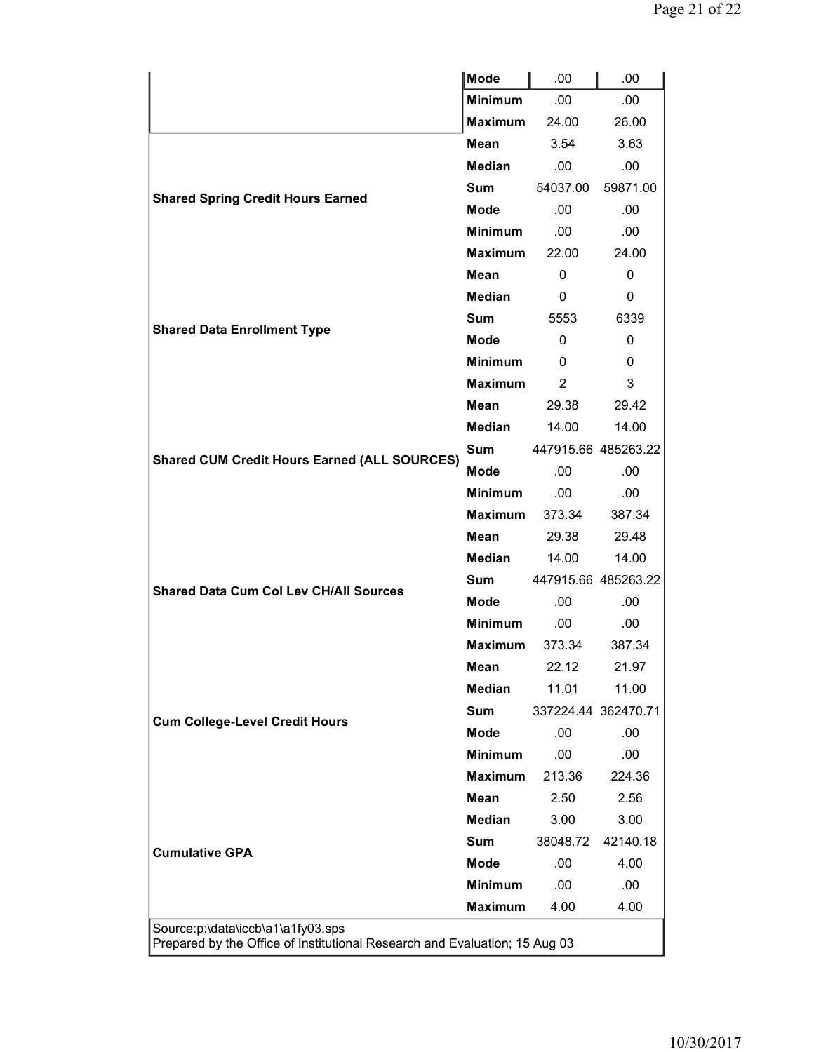| | | | |
|---|---|---|---|
| | **Mode** | .00 | .00 |
| | **Minimum** | .00 | .00 |
| | **Maximum** | 24.00 | 26.00 |
| **Shared Spring Credit Hours Earned** | **Mean** | 3.54 | 3.63 |
| | **Median** | .00 | .00 |
| | **Sum** | 54037.00 | 59871.00 |
| | **Mode** | .00 | .00 |
| | **Minimum** | .00 | .00 |
| | **Maximum** | 22.00 | 24.00 |
| **Shared Data Enrollment Type** | **Mean** | 0 | 0 |
| | **Median** | 0 | 0 |
| | **Sum** | 5553 | 6339 |
| | **Mode** | 0 | 0 |
| | **Minimum** | 0 | 0 |
| | **Maximum** | 2 | 3 |
| **Shared CUM Credit Hours Earned (ALL SOURCES)** | **Mean** | 29.38 | 29.42 |
| | **Median** | 14.00 | 14.00 |
| | **Sum** | 447915.66 | 485263.22 |
| | **Mode** | .00 | .00 |
| | **Minimum** | .00 | .00 |
| | **Maximum** | 373.34 | 387.34 |
| **Shared Data Cum Col Lev CH/All Sources** | **Mean** | 29.38 | 29.48 |
| | **Median** | 14.00 | 14.00 |
| | **Sum** | 447915.66 | 485263.22 |
| | **Mode** | .00 | .00 |
| | **Minimum** | .00 | .00 |
| | **Maximum** | 373.34 | 387.34 |
| **Cum College-Level Credit Hours** | **Mean** | 22.12 | 21.97 |
| | **Median** | 11.01 | 11.00 |
| | **Sum** | 337224.44 | 362470.71 |
| | **Mode** | .00 | .00 |
| | **Minimum** | .00 | .00 |
| | **Maximum** | 213.36 | 224.36 |
| **Cumulative GPA** | **Mean** | 2.50 | 2.56 |
| | **Median** | 3.00 | 3.00 |
| | **Sum** | 38048.72 | 42140.18 |
| | **Mode** | .00 | 4.00 |
| | **Minimum** | .00 | .00 |
| | **Maximum** | 4.00 | 4.00 |

Source:p:\data\iccb\a1\a1fy03.sps
Prepared by the Office of Institutional Research and Evaluation; 15 Aug 03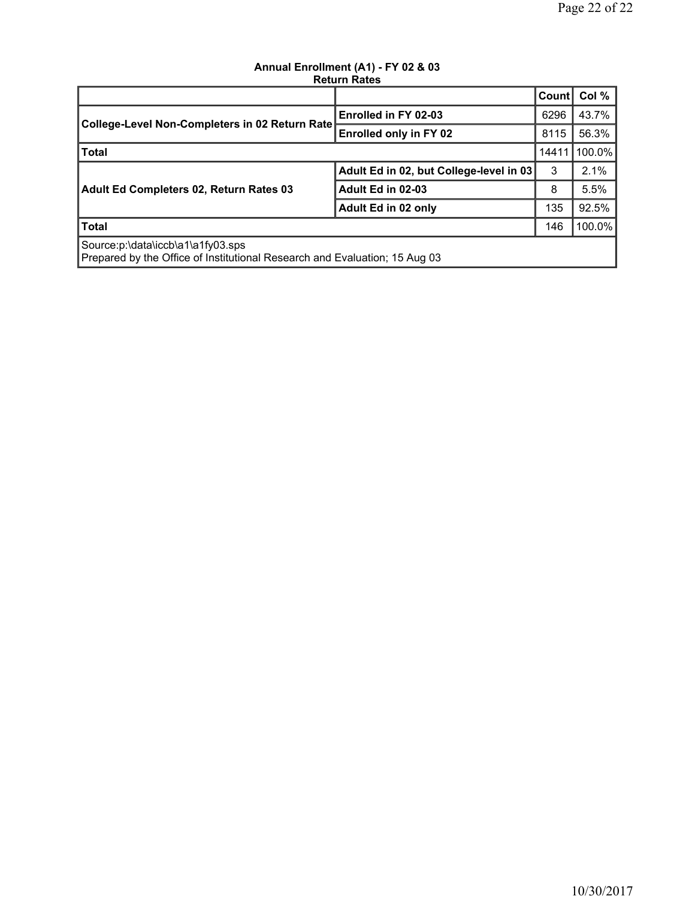**Annual Enrollment (A1) - FY 02 & 03**
**Return Rates**

| | | Count | Col % |
|---|---|---|---|
| **College-Level Non-Completers in 02 Return Rate** | **Enrolled in FY 02-03** | 6296 | 43.7% |
| | **Enrolled only in FY 02** | 8115 | 56.3% |
| **Total** | | 14411 | 100.0% |
| **Adult Ed Completers 02, Return Rates 03** | **Adult Ed in 02, but College-level in 03** | 3 | 2.1% |
| | **Adult Ed in 02-03** | 8 | 5.5% |
| | **Adult Ed in 02 only** | 135 | 92.5% |
| **Total** | | 146 | 100.0% |

Source:p:\data\iccb\a1\a1fy03.sps
Prepared by the Office of Institutional Research and Evaluation; 15 Aug 03